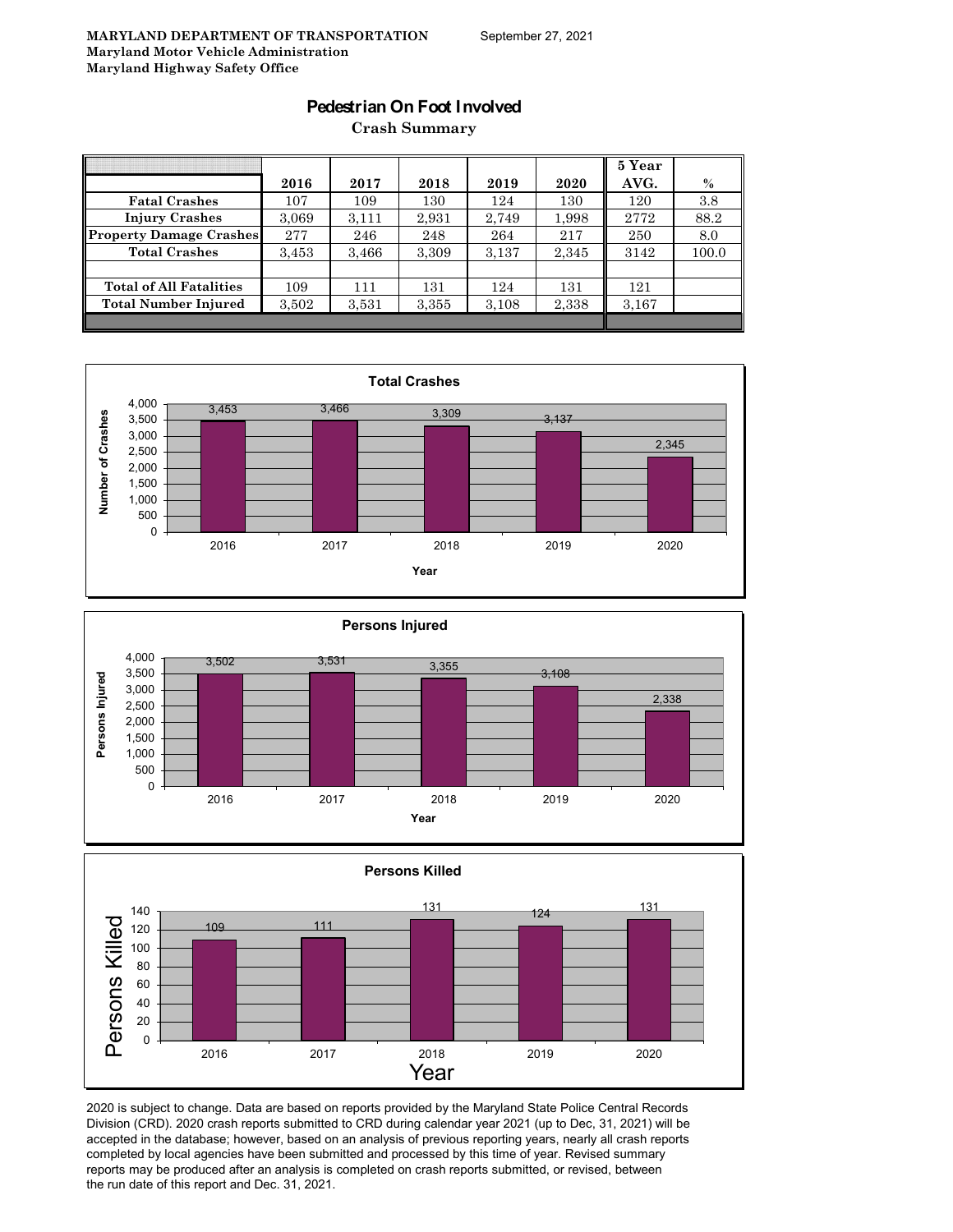**MARYLAND DEPARTMENT OF TRANSPORTATION** September 27, 2021
**Maryland Motor Vehicle Administration**
**Maryland Highway Safety Office**

# Pedestrian On Foot Involved

## Crash Summary

| | 2016 | 2017 | 2018 | 2019 | 2020 | 5 Year AVG. | % |
|---|---|---|---|---|---|---|---|
| Fatal Crashes | 107 | 109 | 130 | 124 | 130 | 120 | 3.8 |
| Injury Crashes | 3,069 | 3,111 | 2,931 | 2,749 | 1,998 | 2772 | 88.2 |
| Property Damage Crashes | 277 | 246 | 248 | 264 | 217 | 250 | 8.0 |
| Total Crashes | 3,453 | 3,466 | 3,309 | 3,137 | 2,345 | 3142 | 100.0 |
| | | | | | | | |
| Total of All Fatalities | 109 | 111 | 131 | 124 | 131 | 121 | |
| Total Number Injured | 3,502 | 3,531 | 3,355 | 3,108 | 2,338 | 3,167 | |

**Total Crashes**

| Year | Number of Crashes |
|---|---|
| 2016 | 3,453 |
| 2017 | 3,466 |
| 2018 | 3,309 |
| 2019 | 3,137 |
| 2020 | 2,345 |

**Persons Injured**

| Year | Persons Injured |
|---|---|
| 2016 | 3,502 |
| 2017 | 3,531 |
| 2018 | 3,355 |
| 2019 | 3,108 |
| 2020 | 2,338 |

**Persons Killed**

| Year | Persons Killed |
|---|---|
| 2016 | 109 |
| 2017 | 111 |
| 2018 | 131 |
| 2019 | 124 |
| 2020 | 131 |

2020 is subject to change. Data are based on reports provided by the Maryland State Police Central Records Division (CRD). 2020 crash reports submitted to CRD during calendar year 2021 (up to Dec, 31, 2021) will be accepted in the database; however, based on an analysis of previous reporting years, nearly all crash reports completed by local agencies have been submitted and processed by this time of year. Revised summary reports may be produced after an analysis is completed on crash reports submitted, or revised, between the run date of this report and Dec. 31, 2021.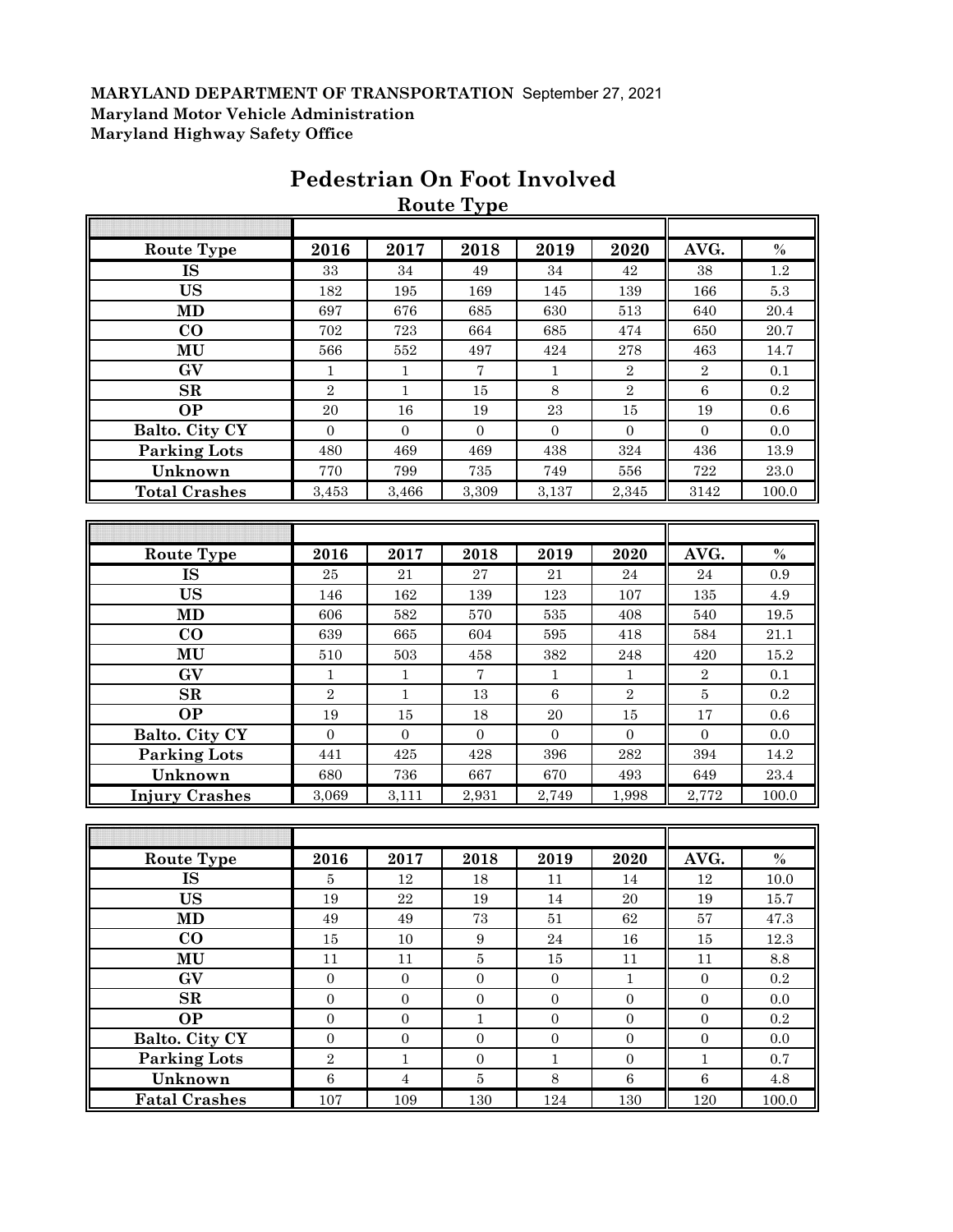**MARYLAND DEPARTMENT OF TRANSPORTATION** September 27, 2021
**Maryland Motor Vehicle Administration**
**Maryland Highway Safety Office**

# Pedestrian On Foot Involved

## Route Type

| Route Type | 2016 | 2017 | 2018 | 2019 | 2020 | AVG. | % |
|---|---|---|---|---|---|---|---|
| IS | 33 | 34 | 49 | 34 | 42 | 38 | 1.2 |
| US | 182 | 195 | 169 | 145 | 139 | 166 | 5.3 |
| MD | 697 | 676 | 685 | 630 | 513 | 640 | 20.4 |
| CO | 702 | 723 | 664 | 685 | 474 | 650 | 20.7 |
| MU | 566 | 552 | 497 | 424 | 278 | 463 | 14.7 |
| GV | 1 | 1 | 7 | 1 | 2 | 2 | 0.1 |
| SR | 2 | 1 | 15 | 8 | 2 | 6 | 0.2 |
| OP | 20 | 16 | 19 | 23 | 15 | 19 | 0.6 |
| Balto. City CY | 0 | 0 | 0 | 0 | 0 | 0 | 0.0 |
| Parking Lots | 480 | 469 | 469 | 438 | 324 | 436 | 13.9 |
| Unknown | 770 | 799 | 735 | 749 | 556 | 722 | 23.0 |
| Total Crashes | 3,453 | 3,466 | 3,309 | 3,137 | 2,345 | 3142 | 100.0 |

| Route Type | 2016 | 2017 | 2018 | 2019 | 2020 | AVG. | % |
|---|---|---|---|---|---|---|---|
| IS | 25 | 21 | 27 | 21 | 24 | 24 | 0.9 |
| US | 146 | 162 | 139 | 123 | 107 | 135 | 4.9 |
| MD | 606 | 582 | 570 | 535 | 408 | 540 | 19.5 |
| CO | 639 | 665 | 604 | 595 | 418 | 584 | 21.1 |
| MU | 510 | 503 | 458 | 382 | 248 | 420 | 15.2 |
| GV | 1 | 1 | 7 | 1 | 1 | 2 | 0.1 |
| SR | 2 | 1 | 13 | 6 | 2 | 5 | 0.2 |
| OP | 19 | 15 | 18 | 20 | 15 | 17 | 0.6 |
| Balto. City CY | 0 | 0 | 0 | 0 | 0 | 0 | 0.0 |
| Parking Lots | 441 | 425 | 428 | 396 | 282 | 394 | 14.2 |
| Unknown | 680 | 736 | 667 | 670 | 493 | 649 | 23.4 |
| Injury Crashes | 3,069 | 3,111 | 2,931 | 2,749 | 1,998 | 2,772 | 100.0 |

| Route Type | 2016 | 2017 | 2018 | 2019 | 2020 | AVG. | % |
|---|---|---|---|---|---|---|---|
| IS | 5 | 12 | 18 | 11 | 14 | 12 | 10.0 |
| US | 19 | 22 | 19 | 14 | 20 | 19 | 15.7 |
| MD | 49 | 49 | 73 | 51 | 62 | 57 | 47.3 |
| CO | 15 | 10 | 9 | 24 | 16 | 15 | 12.3 |
| MU | 11 | 11 | 5 | 15 | 11 | 11 | 8.8 |
| GV | 0 | 0 | 0 | 0 | 1 | 0 | 0.2 |
| SR | 0 | 0 | 0 | 0 | 0 | 0 | 0.0 |
| OP | 0 | 0 | 1 | 0 | 0 | 0 | 0.2 |
| Balto. City CY | 0 | 0 | 0 | 0 | 0 | 0 | 0.0 |
| Parking Lots | 2 | 1 | 0 | 1 | 0 | 1 | 0.7 |
| Unknown | 6 | 4 | 5 | 8 | 6 | 6 | 4.8 |
| Fatal Crashes | 107 | 109 | 130 | 124 | 130 | 120 | 100.0 |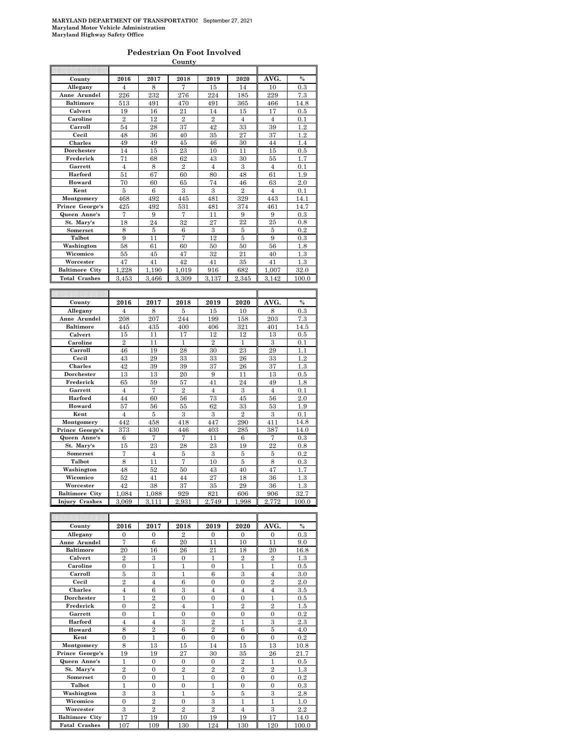**MARYLAND DEPARTMENT OF TRANSPORTATIO!** September 27, 2021
**Maryland Motor Vehicle Administration**
**Maryland Highway Safety Office**

## Pedestrian On Foot Involved

**County**

| County | 2016 | 2017 | 2018 | 2019 | 2020 | AVG. | % |
|---|---|---|---|---|---|---|---|
| Allegany | 4 | 8 | 7 | 15 | 14 | 10 | 0.3 |
| Anne Arundel | 226 | 232 | 276 | 224 | 185 | 229 | 7.3 |
| Baltimore | 513 | 491 | 470 | 491 | 365 | 466 | 14.8 |
| Calvert | 19 | 16 | 21 | 14 | 15 | 17 | 0.5 |
| Caroline | 2 | 12 | 2 | 2 | 4 | 4 | 0.1 |
| Carroll | 54 | 28 | 37 | 42 | 33 | 39 | 1.2 |
| Cecil | 48 | 36 | 40 | 35 | 27 | 37 | 1.2 |
| Charles | 49 | 49 | 45 | 46 | 30 | 44 | 1.4 |
| Dorchester | 14 | 15 | 23 | 10 | 11 | 15 | 0.5 |
| Frederick | 71 | 68 | 62 | 43 | 30 | 55 | 1.7 |
| Garrett | 4 | 8 | 2 | 4 | 3 | 4 | 0.1 |
| Harford | 51 | 67 | 60 | 80 | 48 | 61 | 1.9 |
| Howard | 70 | 60 | 65 | 74 | 46 | 63 | 2.0 |
| Kent | 5 | 6 | 3 | 3 | 2 | 4 | 0.1 |
| Montgomery | 468 | 492 | 445 | 481 | 329 | 443 | 14.1 |
| Prince George's | 425 | 492 | 531 | 481 | 374 | 461 | 14.7 |
| Queen Anne's | 7 | 9 | 7 | 11 | 9 | 9 | 0.3 |
| St. Mary's | 18 | 24 | 32 | 27 | 22 | 25 | 0.8 |
| Somerset | 8 | 5 | 6 | 3 | 5 | 5 | 0.2 |
| Talbot | 9 | 11 | 7 | 12 | 5 | 9 | 0.3 |
| Washington | 58 | 61 | 60 | 50 | 50 | 56 | 1.8 |
| Wicomico | 55 | 45 | 47 | 32 | 21 | 40 | 1.3 |
| Worcester | 47 | 41 | 42 | 41 | 35 | 41 | 1.3 |
| Baltimore City | 1,228 | 1,190 | 1,019 | 916 | 682 | 1,007 | 32.0 |
| Total Crashes | 3,453 | 3,466 | 3,309 | 3,137 | 2,345 | 3,142 | 100.0 |

| County | 2016 | 2017 | 2018 | 2019 | 2020 | AVG. | % |
|---|---|---|---|---|---|---|---|
| Allegany | 4 | 8 | 5 | 15 | 10 | 8 | 0.3 |
| Anne Arundel | 208 | 207 | 244 | 199 | 158 | 203 | 7.3 |
| Baltimore | 445 | 435 | 400 | 406 | 321 | 401 | 14.5 |
| Calvert | 15 | 11 | 17 | 12 | 12 | 13 | 0.5 |
| Caroline | 2 | 11 | 1 | 2 | 1 | 3 | 0.1 |
| Carroll | 46 | 19 | 28 | 30 | 23 | 29 | 1.1 |
| Cecil | 43 | 29 | 33 | 33 | 26 | 33 | 1.2 |
| Charles | 42 | 39 | 39 | 37 | 26 | 37 | 1.3 |
| Dorchester | 13 | 13 | 20 | 9 | 11 | 13 | 0.5 |
| Frederick | 65 | 59 | 57 | 41 | 24 | 49 | 1.8 |
| Garrett | 4 | 7 | 2 | 4 | 3 | 4 | 0.1 |
| Harford | 44 | 60 | 56 | 73 | 45 | 56 | 2.0 |
| Howard | 57 | 56 | 55 | 62 | 33 | 53 | 1.9 |
| Kent | 4 | 5 | 3 | 3 | 2 | 3 | 0.1 |
| Montgomery | 442 | 458 | 418 | 447 | 290 | 411 | 14.8 |
| Prince George's | 373 | 430 | 446 | 403 | 285 | 387 | 14.0 |
| Queen Anne's | 6 | 7 | 7 | 11 | 6 | 7 | 0.3 |
| St. Mary's | 15 | 23 | 28 | 23 | 19 | 22 | 0.8 |
| Somerset | 7 | 4 | 5 | 3 | 5 | 5 | 0.2 |
| Talbot | 8 | 11 | 7 | 10 | 5 | 8 | 0.3 |
| Washington | 48 | 52 | 50 | 43 | 40 | 47 | 1.7 |
| Wicomico | 52 | 41 | 44 | 27 | 18 | 36 | 1.3 |
| Worcester | 42 | 38 | 37 | 35 | 29 | 36 | 1.3 |
| Baltimore City | 1,084 | 1,088 | 929 | 821 | 606 | 906 | 32.7 |
| Injury Crashes | 3,069 | 3,111 | 2,931 | 2,749 | 1,998 | 2,772 | 100.0 |

| County | 2016 | 2017 | 2018 | 2019 | 2020 | AVG. | % |
|---|---|---|---|---|---|---|---|
| Allegany | 0 | 0 | 2 | 0 | 0 | 0 | 0.3 |
| Anne Arundel | 7 | 6 | 20 | 11 | 10 | 11 | 9.0 |
| Baltimore | 20 | 16 | 26 | 21 | 18 | 20 | 16.8 |
| Calvert | 2 | 3 | 0 | 1 | 2 | 2 | 1.3 |
| Caroline | 0 | 1 | 1 | 0 | 1 | 1 | 0.5 |
| Carroll | 5 | 3 | 1 | 6 | 3 | 4 | 3.0 |
| Cecil | 2 | 4 | 6 | 0 | 0 | 2 | 2.0 |
| Charles | 4 | 6 | 3 | 4 | 4 | 4 | 3.5 |
| Dorchester | 1 | 2 | 0 | 0 | 0 | 1 | 0.5 |
| Frederick | 0 | 2 | 4 | 1 | 2 | 2 | 1.5 |
| Garrett | 0 | 1 | 0 | 0 | 0 | 0 | 0.2 |
| Harford | 4 | 4 | 3 | 2 | 1 | 3 | 2.3 |
| Howard | 8 | 2 | 6 | 2 | 6 | 5 | 4.0 |
| Kent | 0 | 1 | 0 | 0 | 0 | 0 | 0.2 |
| Montgomery | 8 | 13 | 15 | 14 | 15 | 13 | 10.8 |
| Prince George's | 19 | 19 | 27 | 30 | 35 | 26 | 21.7 |
| Queen Anne's | 1 | 0 | 0 | 0 | 2 | 1 | 0.5 |
| St. Mary's | 2 | 0 | 2 | 2 | 2 | 2 | 1.3 |
| Somerset | 0 | 0 | 1 | 0 | 0 | 0 | 0.2 |
| Talbot | 1 | 0 | 0 | 1 | 0 | 0 | 0.3 |
| Washington | 3 | 3 | 1 | 5 | 5 | 3 | 2.8 |
| Wicomico | 0 | 2 | 0 | 3 | 1 | 1 | 1.0 |
| Worcester | 3 | 2 | 2 | 2 | 4 | 3 | 2.2 |
| Baltimore City | 17 | 19 | 10 | 19 | 19 | 17 | 14.0 |
| Fatal Crashes | 107 | 109 | 130 | 124 | 130 | 120 | 100.0 |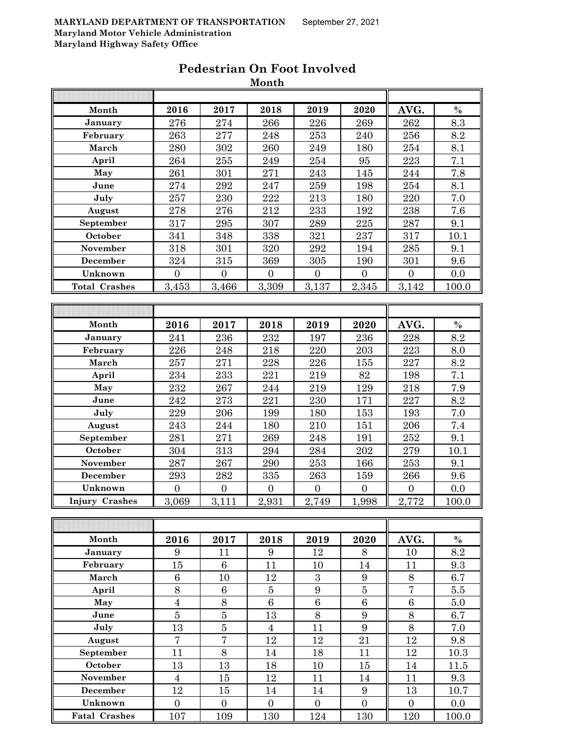MARYLAND DEPARTMENT OF TRANSPORTATION September 27, 2021
Maryland Motor Vehicle Administration
Maryland Highway Safety Office

# Pedestrian On Foot Involved

## Month

| Month | 2016 | 2017 | 2018 | 2019 | 2020 | AVG. | % |
|---|---|---|---|---|---|---|---|
| January | 276 | 274 | 266 | 226 | 269 | 262 | 8.3 |
| February | 263 | 277 | 248 | 253 | 240 | 256 | 8.2 |
| March | 280 | 302 | 260 | 249 | 180 | 254 | 8.1 |
| April | 264 | 255 | 249 | 254 | 95 | 223 | 7.1 |
| May | 261 | 301 | 271 | 243 | 145 | 244 | 7.8 |
| June | 274 | 292 | 247 | 259 | 198 | 254 | 8.1 |
| July | 257 | 230 | 222 | 213 | 180 | 220 | 7.0 |
| August | 278 | 276 | 212 | 233 | 192 | 238 | 7.6 |
| September | 317 | 295 | 307 | 289 | 225 | 287 | 9.1 |
| October | 341 | 348 | 338 | 321 | 237 | 317 | 10.1 |
| November | 318 | 301 | 320 | 292 | 194 | 285 | 9.1 |
| December | 324 | 315 | 369 | 305 | 190 | 301 | 9.6 |
| Unknown | 0 | 0 | 0 | 0 | 0 | 0 | 0.0 |
| Total Crashes | 3,453 | 3,466 | 3,309 | 3,137 | 2,345 | 3,142 | 100.0 |

| Month | 2016 | 2017 | 2018 | 2019 | 2020 | AVG. | % |
|---|---|---|---|---|---|---|---|
| January | 241 | 236 | 232 | 197 | 236 | 228 | 8.2 |
| February | 226 | 248 | 218 | 220 | 203 | 223 | 8.0 |
| March | 257 | 271 | 228 | 226 | 155 | 227 | 8.2 |
| April | 234 | 233 | 221 | 219 | 82 | 198 | 7.1 |
| May | 232 | 267 | 244 | 219 | 129 | 218 | 7.9 |
| June | 242 | 273 | 221 | 230 | 171 | 227 | 8.2 |
| July | 229 | 206 | 199 | 180 | 153 | 193 | 7.0 |
| August | 243 | 244 | 180 | 210 | 151 | 206 | 7.4 |
| September | 281 | 271 | 269 | 248 | 191 | 252 | 9.1 |
| October | 304 | 313 | 294 | 284 | 202 | 279 | 10.1 |
| November | 287 | 267 | 290 | 253 | 166 | 253 | 9.1 |
| December | 293 | 282 | 335 | 263 | 159 | 266 | 9.6 |
| Unknown | 0 | 0 | 0 | 0 | 0 | 0 | 0.0 |
| Injury Crashes | 3,069 | 3,111 | 2,931 | 2,749 | 1,998 | 2,772 | 100.0 |

| Month | 2016 | 2017 | 2018 | 2019 | 2020 | AVG. | % |
|---|---|---|---|---|---|---|---|
| January | 9 | 11 | 9 | 12 | 8 | 10 | 8.2 |
| February | 15 | 6 | 11 | 10 | 14 | 11 | 9.3 |
| March | 6 | 10 | 12 | 3 | 9 | 8 | 6.7 |
| April | 8 | 6 | 5 | 9 | 5 | 7 | 5.5 |
| May | 4 | 8 | 6 | 6 | 6 | 6 | 5.0 |
| June | 5 | 5 | 13 | 8 | 9 | 8 | 6.7 |
| July | 13 | 5 | 4 | 11 | 9 | 8 | 7.0 |
| August | 7 | 7 | 12 | 12 | 21 | 12 | 9.8 |
| September | 11 | 8 | 14 | 18 | 11 | 12 | 10.3 |
| October | 13 | 13 | 18 | 10 | 15 | 14 | 11.5 |
| November | 4 | 15 | 12 | 11 | 14 | 11 | 9.3 |
| December | 12 | 15 | 14 | 14 | 9 | 13 | 10.7 |
| Unknown | 0 | 0 | 0 | 0 | 0 | 0 | 0.0 |
| Fatal Crashes | 107 | 109 | 130 | 124 | 130 | 120 | 100.0 |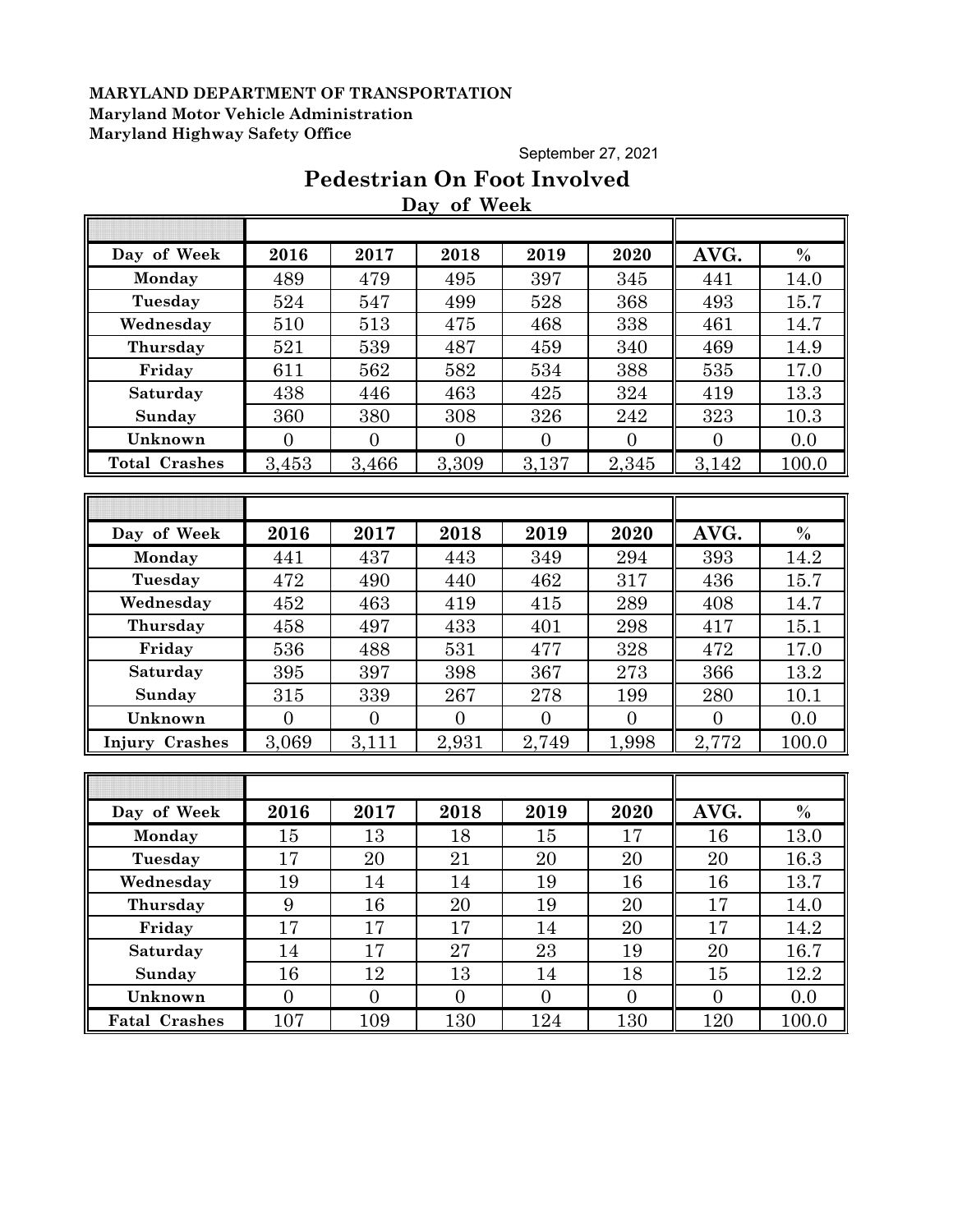**MARYLAND DEPARTMENT OF TRANSPORTATION**
**Maryland Motor Vehicle Administration**
**Maryland Highway Safety Office**

September 27, 2021

# Pedestrian On Foot Involved

## Day of Week

| Day of Week | 2016 | 2017 | 2018 | 2019 | 2020 | AVG. | % |
|---|---|---|---|---|---|---|---|
| Monday | 489 | 479 | 495 | 397 | 345 | 441 | 14.0 |
| Tuesday | 524 | 547 | 499 | 528 | 368 | 493 | 15.7 |
| Wednesday | 510 | 513 | 475 | 468 | 338 | 461 | 14.7 |
| Thursday | 521 | 539 | 487 | 459 | 340 | 469 | 14.9 |
| Friday | 611 | 562 | 582 | 534 | 388 | 535 | 17.0 |
| Saturday | 438 | 446 | 463 | 425 | 324 | 419 | 13.3 |
| Sunday | 360 | 380 | 308 | 326 | 242 | 323 | 10.3 |
| Unknown | 0 | 0 | 0 | 0 | 0 | 0 | 0.0 |
| Total Crashes | 3,453 | 3,466 | 3,309 | 3,137 | 2,345 | 3,142 | 100.0 |

| Day of Week | 2016 | 2017 | 2018 | 2019 | 2020 | AVG. | % |
|---|---|---|---|---|---|---|---|
| Monday | 441 | 437 | 443 | 349 | 294 | 393 | 14.2 |
| Tuesday | 472 | 490 | 440 | 462 | 317 | 436 | 15.7 |
| Wednesday | 452 | 463 | 419 | 415 | 289 | 408 | 14.7 |
| Thursday | 458 | 497 | 433 | 401 | 298 | 417 | 15.1 |
| Friday | 536 | 488 | 531 | 477 | 328 | 472 | 17.0 |
| Saturday | 395 | 397 | 398 | 367 | 273 | 366 | 13.2 |
| Sunday | 315 | 339 | 267 | 278 | 199 | 280 | 10.1 |
| Unknown | 0 | 0 | 0 | 0 | 0 | 0 | 0.0 |
| Injury Crashes | 3,069 | 3,111 | 2,931 | 2,749 | 1,998 | 2,772 | 100.0 |

| Day of Week | 2016 | 2017 | 2018 | 2019 | 2020 | AVG. | % |
|---|---|---|---|---|---|---|---|
| Monday | 15 | 13 | 18 | 15 | 17 | 16 | 13.0 |
| Tuesday | 17 | 20 | 21 | 20 | 20 | 20 | 16.3 |
| Wednesday | 19 | 14 | 14 | 19 | 16 | 16 | 13.7 |
| Thursday | 9 | 16 | 20 | 19 | 20 | 17 | 14.0 |
| Friday | 17 | 17 | 17 | 14 | 20 | 17 | 14.2 |
| Saturday | 14 | 17 | 27 | 23 | 19 | 20 | 16.7 |
| Sunday | 16 | 12 | 13 | 14 | 18 | 15 | 12.2 |
| Unknown | 0 | 0 | 0 | 0 | 0 | 0 | 0.0 |
| Fatal Crashes | 107 | 109 | 130 | 124 | 130 | 120 | 100.0 |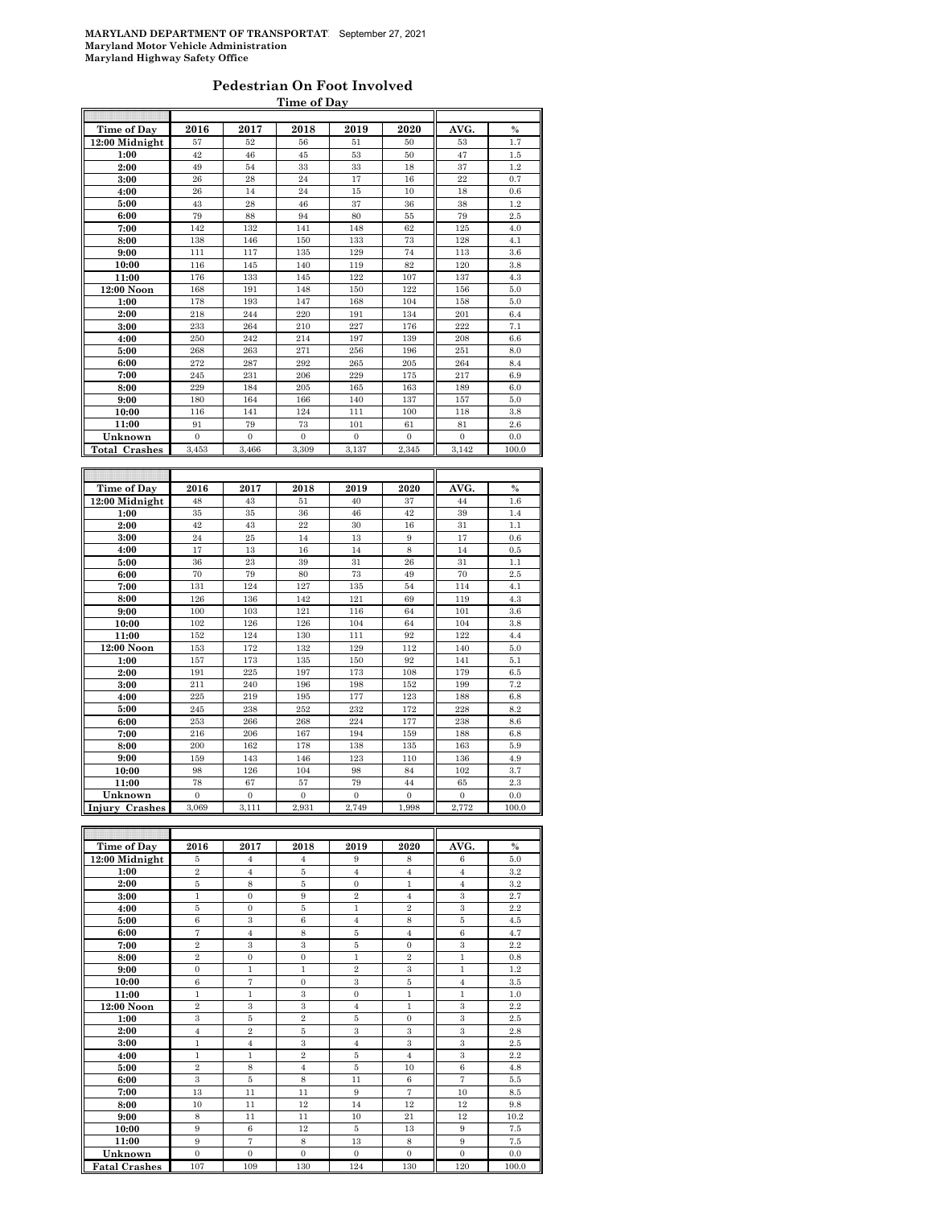**MARYLAND DEPARTMENT OF TRANSPORTATION** September 27, 2021
**Maryland Motor Vehicle Administration**
**Maryland Highway Safety Office**

## Pedestrian On Foot Involved

### Time of Day

| Time of Day | 2016 | 2017 | 2018 | 2019 | 2020 | AVG. | % |
|---|---|---|---|---|---|---|---|
| 12:00 Midnight | 57 | 52 | 56 | 51 | 50 | 53 | 1.7 |
| 1:00 | 42 | 46 | 45 | 53 | 50 | 47 | 1.5 |
| 2:00 | 49 | 54 | 33 | 33 | 18 | 37 | 1.2 |
| 3:00 | 26 | 28 | 24 | 17 | 16 | 22 | 0.7 |
| 4:00 | 26 | 14 | 24 | 15 | 10 | 18 | 0.6 |
| 5:00 | 43 | 28 | 46 | 37 | 36 | 38 | 1.2 |
| 6:00 | 79 | 88 | 94 | 80 | 55 | 79 | 2.5 |
| 7:00 | 142 | 132 | 141 | 148 | 62 | 125 | 4.0 |
| 8:00 | 138 | 146 | 150 | 133 | 73 | 128 | 4.1 |
| 9:00 | 111 | 117 | 135 | 129 | 74 | 113 | 3.6 |
| 10:00 | 116 | 145 | 140 | 119 | 82 | 120 | 3.8 |
| 11:00 | 176 | 133 | 145 | 122 | 107 | 137 | 4.3 |
| 12:00 Noon | 168 | 191 | 148 | 150 | 122 | 156 | 5.0 |
| 1:00 | 178 | 193 | 147 | 168 | 104 | 158 | 5.0 |
| 2:00 | 218 | 244 | 220 | 191 | 134 | 201 | 6.4 |
| 3:00 | 233 | 264 | 210 | 227 | 176 | 222 | 7.1 |
| 4:00 | 250 | 242 | 214 | 197 | 139 | 208 | 6.6 |
| 5:00 | 268 | 263 | 271 | 256 | 196 | 251 | 8.0 |
| 6:00 | 272 | 287 | 292 | 265 | 205 | 264 | 8.4 |
| 7:00 | 245 | 231 | 206 | 229 | 175 | 217 | 6.9 |
| 8:00 | 229 | 184 | 205 | 165 | 163 | 189 | 6.0 |
| 9:00 | 180 | 164 | 166 | 140 | 137 | 157 | 5.0 |
| 10:00 | 116 | 141 | 124 | 111 | 100 | 118 | 3.8 |
| 11:00 | 91 | 79 | 73 | 101 | 61 | 81 | 2.6 |
| Unknown | 0 | 0 | 0 | 0 | 0 | 0 | 0.0 |
| **Total Crashes** | 3,453 | 3,466 | 3,309 | 3,137 | 2,345 | 3,142 | 100.0 |

| Time of Day | 2016 | 2017 | 2018 | 2019 | 2020 | AVG. | % |
|---|---|---|---|---|---|---|---|
| 12:00 Midnight | 48 | 43 | 51 | 40 | 37 | 44 | 1.6 |
| 1:00 | 35 | 35 | 36 | 46 | 42 | 39 | 1.4 |
| 2:00 | 42 | 43 | 22 | 30 | 16 | 31 | 1.1 |
| 3:00 | 24 | 25 | 14 | 13 | 9 | 17 | 0.6 |
| 4:00 | 17 | 13 | 16 | 14 | 8 | 14 | 0.5 |
| 5:00 | 36 | 23 | 39 | 31 | 26 | 31 | 1.1 |
| 6:00 | 70 | 79 | 80 | 73 | 49 | 70 | 2.5 |
| 7:00 | 131 | 124 | 127 | 135 | 54 | 114 | 4.1 |
| 8:00 | 126 | 136 | 142 | 121 | 69 | 119 | 4.3 |
| 9:00 | 100 | 103 | 121 | 116 | 64 | 101 | 3.6 |
| 10:00 | 102 | 126 | 126 | 104 | 64 | 104 | 3.8 |
| 11:00 | 152 | 124 | 130 | 111 | 92 | 122 | 4.4 |
| 12:00 Noon | 153 | 172 | 132 | 129 | 112 | 140 | 5.0 |
| 1:00 | 157 | 173 | 135 | 150 | 92 | 141 | 5.1 |
| 2:00 | 191 | 225 | 197 | 173 | 108 | 179 | 6.5 |
| 3:00 | 211 | 240 | 196 | 198 | 152 | 199 | 7.2 |
| 4:00 | 225 | 219 | 195 | 177 | 123 | 188 | 6.8 |
| 5:00 | 245 | 238 | 252 | 232 | 172 | 228 | 8.2 |
| 6:00 | 253 | 266 | 268 | 224 | 177 | 238 | 8.6 |
| 7:00 | 216 | 206 | 167 | 194 | 159 | 188 | 6.8 |
| 8:00 | 200 | 162 | 178 | 138 | 135 | 163 | 5.9 |
| 9:00 | 159 | 143 | 146 | 123 | 110 | 136 | 4.9 |
| 10:00 | 98 | 126 | 104 | 98 | 84 | 102 | 3.7 |
| 11:00 | 78 | 67 | 57 | 79 | 44 | 65 | 2.3 |
| Unknown | 0 | 0 | 0 | 0 | 0 | 0 | 0.0 |
| **Injury Crashes** | 3,069 | 3,111 | 2,931 | 2,749 | 1,998 | 2,772 | 100.0 |

| Time of Day | 2016 | 2017 | 2018 | 2019 | 2020 | AVG. | % |
|---|---|---|---|---|---|---|---|
| 12:00 Midnight | 5 | 4 | 4 | 9 | 8 | 6 | 5.0 |
| 1:00 | 2 | 4 | 5 | 4 | 4 | 4 | 3.2 |
| 2:00 | 5 | 8 | 5 | 0 | 1 | 4 | 3.2 |
| 3:00 | 1 | 0 | 9 | 2 | 4 | 3 | 2.7 |
| 4:00 | 5 | 0 | 5 | 1 | 2 | 3 | 2.2 |
| 5:00 | 6 | 3 | 6 | 4 | 8 | 5 | 4.5 |
| 6:00 | 7 | 4 | 8 | 5 | 4 | 6 | 4.7 |
| 7:00 | 2 | 3 | 3 | 5 | 0 | 3 | 2.2 |
| 8:00 | 2 | 0 | 0 | 1 | 2 | 1 | 0.8 |
| 9:00 | 0 | 1 | 1 | 2 | 3 | 1 | 1.2 |
| 10:00 | 6 | 7 | 0 | 3 | 5 | 4 | 3.5 |
| 11:00 | 1 | 1 | 3 | 0 | 1 | 1 | 1.0 |
| 12:00 Noon | 2 | 3 | 3 | 4 | 1 | 3 | 2.2 |
| 1:00 | 3 | 5 | 2 | 5 | 0 | 3 | 2.5 |
| 2:00 | 4 | 2 | 5 | 3 | 3 | 3 | 2.8 |
| 3:00 | 1 | 4 | 3 | 4 | 3 | 3 | 2.5 |
| 4:00 | 1 | 1 | 2 | 5 | 4 | 3 | 2.2 |
| 5:00 | 2 | 8 | 4 | 5 | 10 | 6 | 4.8 |
| 6:00 | 3 | 5 | 8 | 11 | 6 | 7 | 5.5 |
| 7:00 | 13 | 11 | 11 | 9 | 7 | 10 | 8.5 |
| 8:00 | 10 | 11 | 12 | 14 | 12 | 12 | 9.8 |
| 9:00 | 8 | 11 | 11 | 10 | 21 | 12 | 10.2 |
| 10:00 | 9 | 6 | 12 | 5 | 13 | 9 | 7.5 |
| 11:00 | 9 | 7 | 8 | 13 | 8 | 9 | 7.5 |
| Unknown | 0 | 0 | 0 | 0 | 0 | 0 | 0.0 |
| **Fatal Crashes** | 107 | 109 | 130 | 124 | 130 | 120 | 100.0 |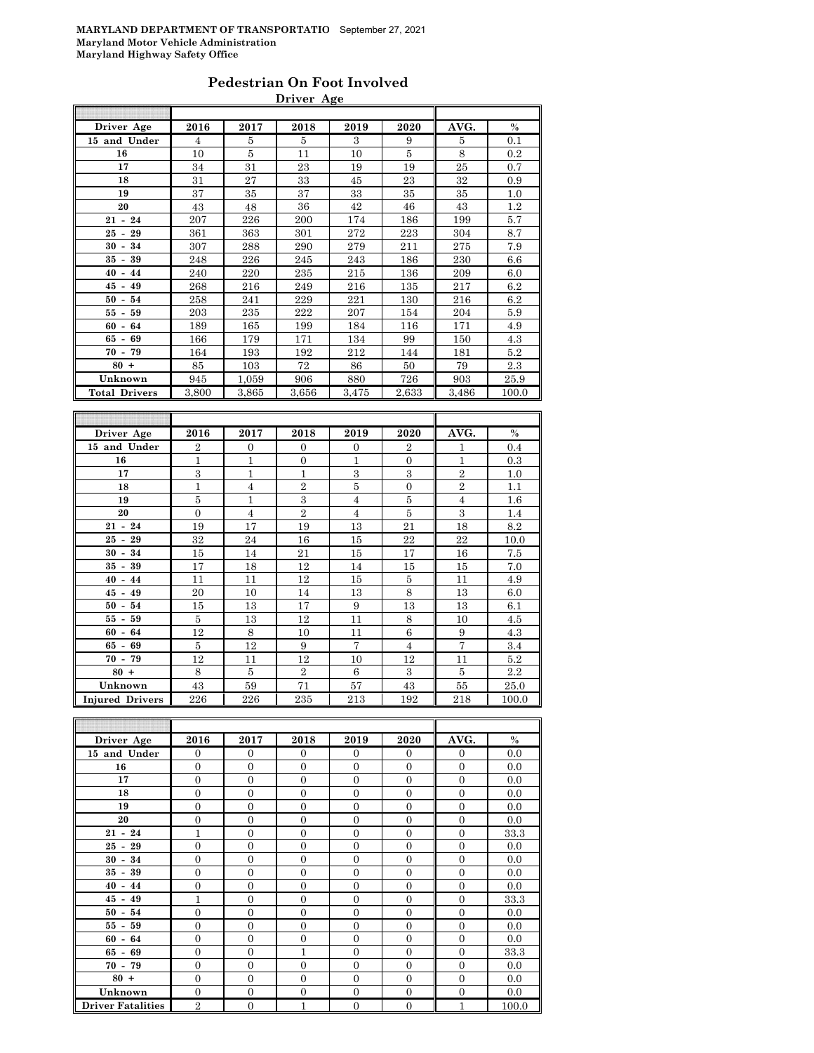MARYLAND DEPARTMENT OF TRANSPORTATIO September 27, 2021
**Maryland Motor Vehicle Administration**
**Maryland Highway Safety Office**

## Pedestrian On Foot Involved

### Driver Age

| Driver Age | 2016 | 2017 | 2018 | 2019 | 2020 | AVG. | % |
|---|---|---|---|---|---|---|---|
| 15 and Under | 4 | 5 | 5 | 3 | 9 | 5 | 0.1 |
| 16 | 10 | 5 | 11 | 10 | 5 | 8 | 0.2 |
| 17 | 34 | 31 | 23 | 19 | 19 | 25 | 0.7 |
| 18 | 31 | 27 | 33 | 45 | 23 | 32 | 0.9 |
| 19 | 37 | 35 | 37 | 33 | 35 | 35 | 1.0 |
| 20 | 43 | 48 | 36 | 42 | 46 | 43 | 1.2 |
| 21 - 24 | 207 | 226 | 200 | 174 | 186 | 199 | 5.7 |
| 25 - 29 | 361 | 363 | 301 | 272 | 223 | 304 | 8.7 |
| 30 - 34 | 307 | 288 | 290 | 279 | 211 | 275 | 7.9 |
| 35 - 39 | 248 | 226 | 245 | 243 | 186 | 230 | 6.6 |
| 40 - 44 | 240 | 220 | 235 | 215 | 136 | 209 | 6.0 |
| 45 - 49 | 268 | 216 | 249 | 216 | 135 | 217 | 6.2 |
| 50 - 54 | 258 | 241 | 229 | 221 | 130 | 216 | 6.2 |
| 55 - 59 | 203 | 235 | 222 | 207 | 154 | 204 | 5.9 |
| 60 - 64 | 189 | 165 | 199 | 184 | 116 | 171 | 4.9 |
| 65 - 69 | 166 | 179 | 171 | 134 | 99 | 150 | 4.3 |
| 70 - 79 | 164 | 193 | 192 | 212 | 144 | 181 | 5.2 |
| 80 + | 85 | 103 | 72 | 86 | 50 | 79 | 2.3 |
| Unknown | 945 | 1,059 | 906 | 880 | 726 | 903 | 25.9 |
| Total Drivers | 3,800 | 3,865 | 3,656 | 3,475 | 2,633 | 3,486 | 100.0 |

| Driver Age | 2016 | 2017 | 2018 | 2019 | 2020 | AVG. | % |
|---|---|---|---|---|---|---|---|
| 15 and Under | 2 | 0 | 0 | 0 | 2 | 1 | 0.4 |
| 16 | 1 | 1 | 0 | 1 | 0 | 1 | 0.3 |
| 17 | 3 | 1 | 1 | 3 | 3 | 2 | 1.0 |
| 18 | 1 | 4 | 2 | 5 | 0 | 2 | 1.1 |
| 19 | 5 | 1 | 3 | 4 | 5 | 4 | 1.6 |
| 20 | 0 | 4 | 2 | 4 | 5 | 3 | 1.4 |
| 21 - 24 | 19 | 17 | 19 | 13 | 21 | 18 | 8.2 |
| 25 - 29 | 32 | 24 | 16 | 15 | 22 | 22 | 10.0 |
| 30 - 34 | 15 | 14 | 21 | 15 | 17 | 16 | 7.5 |
| 35 - 39 | 17 | 18 | 12 | 14 | 15 | 15 | 7.0 |
| 40 - 44 | 11 | 11 | 12 | 15 | 5 | 11 | 4.9 |
| 45 - 49 | 20 | 10 | 14 | 13 | 8 | 13 | 6.0 |
| 50 - 54 | 15 | 13 | 17 | 9 | 13 | 13 | 6.1 |
| 55 - 59 | 5 | 13 | 12 | 11 | 8 | 10 | 4.5 |
| 60 - 64 | 12 | 8 | 10 | 11 | 6 | 9 | 4.3 |
| 65 - 69 | 5 | 12 | 9 | 7 | 4 | 7 | 3.4 |
| 70 - 79 | 12 | 11 | 12 | 10 | 12 | 11 | 5.2 |
| 80 + | 8 | 5 | 2 | 6 | 3 | 5 | 2.2 |
| Unknown | 43 | 59 | 71 | 57 | 43 | 55 | 25.0 |
| Injured Drivers | 226 | 226 | 235 | 213 | 192 | 218 | 100.0 |

| Driver Age | 2016 | 2017 | 2018 | 2019 | 2020 | AVG. | % |
|---|---|---|---|---|---|---|---|
| 15 and Under | 0 | 0 | 0 | 0 | 0 | 0 | 0.0 |
| 16 | 0 | 0 | 0 | 0 | 0 | 0 | 0.0 |
| 17 | 0 | 0 | 0 | 0 | 0 | 0 | 0.0 |
| 18 | 0 | 0 | 0 | 0 | 0 | 0 | 0.0 |
| 19 | 0 | 0 | 0 | 0 | 0 | 0 | 0.0 |
| 20 | 0 | 0 | 0 | 0 | 0 | 0 | 0.0 |
| 21 - 24 | 1 | 0 | 0 | 0 | 0 | 0 | 33.3 |
| 25 - 29 | 0 | 0 | 0 | 0 | 0 | 0 | 0.0 |
| 30 - 34 | 0 | 0 | 0 | 0 | 0 | 0 | 0.0 |
| 35 - 39 | 0 | 0 | 0 | 0 | 0 | 0 | 0.0 |
| 40 - 44 | 0 | 0 | 0 | 0 | 0 | 0 | 0.0 |
| 45 - 49 | 1 | 0 | 0 | 0 | 0 | 0 | 33.3 |
| 50 - 54 | 0 | 0 | 0 | 0 | 0 | 0 | 0.0 |
| 55 - 59 | 0 | 0 | 0 | 0 | 0 | 0 | 0.0 |
| 60 - 64 | 0 | 0 | 0 | 0 | 0 | 0 | 0.0 |
| 65 - 69 | 0 | 0 | 1 | 0 | 0 | 0 | 33.3 |
| 70 - 79 | 0 | 0 | 0 | 0 | 0 | 0 | 0.0 |
| 80 + | 0 | 0 | 0 | 0 | 0 | 0 | 0.0 |
| Unknown | 0 | 0 | 0 | 0 | 0 | 0 | 0.0 |
| Driver Fatalities | 2 | 0 | 1 | 0 | 0 | 1 | 100.0 |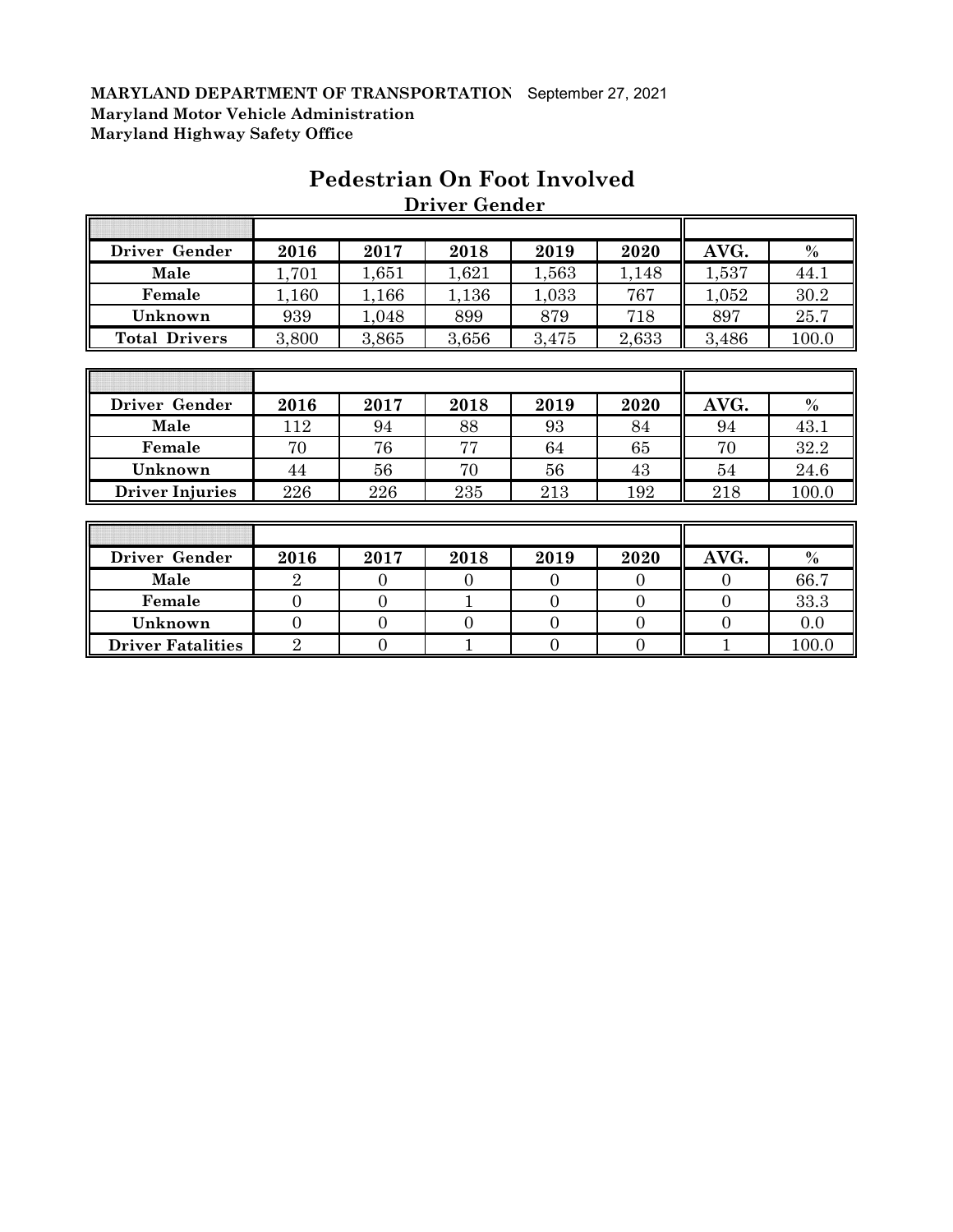**MARYLAND DEPARTMENT OF TRANSPORTATION** September 27, 2021
**Maryland Motor Vehicle Administration**
**Maryland Highway Safety Office**

# Pedestrian On Foot Involved

## Driver Gender

| Driver Gender | 2016 | 2017 | 2018 | 2019 | 2020 | AVG. | % |
|---|---|---|---|---|---|---|---|
| Male | 1,701 | 1,651 | 1,621 | 1,563 | 1,148 | 1,537 | 44.1 |
| Female | 1,160 | 1,166 | 1,136 | 1,033 | 767 | 1,052 | 30.2 |
| Unknown | 939 | 1,048 | 899 | 879 | 718 | 897 | 25.7 |
| Total Drivers | 3,800 | 3,865 | 3,656 | 3,475 | 2,633 | 3,486 | 100.0 |

| Driver Gender | 2016 | 2017 | 2018 | 2019 | 2020 | AVG. | % |
|---|---|---|---|---|---|---|---|
| Male | 112 | 94 | 88 | 93 | 84 | 94 | 43.1 |
| Female | 70 | 76 | 77 | 64 | 65 | 70 | 32.2 |
| Unknown | 44 | 56 | 70 | 56 | 43 | 54 | 24.6 |
| Driver Injuries | 226 | 226 | 235 | 213 | 192 | 218 | 100.0 |

| Driver Gender | 2016 | 2017 | 2018 | 2019 | 2020 | AVG. | % |
|---|---|---|---|---|---|---|---|
| Male | 2 | 0 | 0 | 0 | 0 | 0 | 66.7 |
| Female | 0 | 0 | 1 | 0 | 0 | 0 | 33.3 |
| Unknown | 0 | 0 | 0 | 0 | 0 | 0 | 0.0 |
| Driver Fatalities | 2 | 0 | 1 | 0 | 0 | 1 | 100.0 |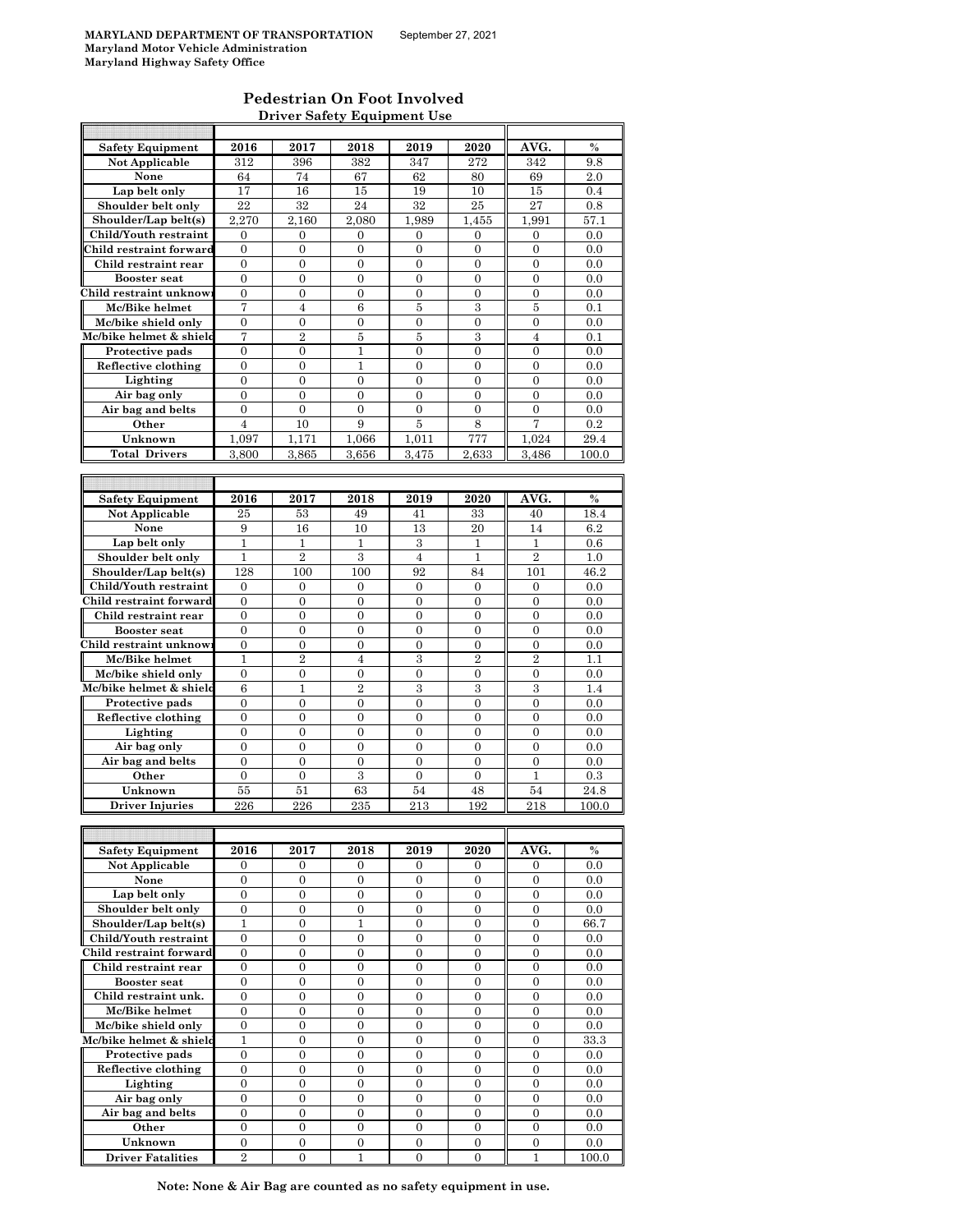MARYLAND DEPARTMENT OF TRANSPORTATION September 27, 2021
Maryland Motor Vehicle Administration
Maryland Highway Safety Office

# Pedestrian On Foot Involved

## Driver Safety Equipment Use

| Safety Equipment | 2016 | 2017 | 2018 | 2019 | 2020 | AVG. | % |
|---|---|---|---|---|---|---|---|
| Not Applicable | 312 | 396 | 382 | 347 | 272 | 342 | 9.8 |
| None | 64 | 74 | 67 | 62 | 80 | 69 | 2.0 |
| Lap belt only | 17 | 16 | 15 | 19 | 10 | 15 | 0.4 |
| Shoulder belt only | 22 | 32 | 24 | 32 | 25 | 27 | 0.8 |
| Shoulder/Lap belt(s) | 2,270 | 2,160 | 2,080 | 1,989 | 1,455 | 1,991 | 57.1 |
| Child/Youth restraint | 0 | 0 | 0 | 0 | 0 | 0 | 0.0 |
| Child restraint forward | 0 | 0 | 0 | 0 | 0 | 0 | 0.0 |
| Child restraint rear | 0 | 0 | 0 | 0 | 0 | 0 | 0.0 |
| Booster seat | 0 | 0 | 0 | 0 | 0 | 0 | 0.0 |
| Child restraint unknown | 0 | 0 | 0 | 0 | 0 | 0 | 0.0 |
| Mc/Bike helmet | 7 | 4 | 6 | 5 | 3 | 5 | 0.1 |
| Mc/bike shield only | 0 | 0 | 0 | 0 | 0 | 0 | 0.0 |
| Mc/bike helmet & shield | 7 | 2 | 5 | 5 | 3 | 4 | 0.1 |
| Protective pads | 0 | 0 | 1 | 0 | 0 | 0 | 0.0 |
| Reflective clothing | 0 | 0 | 1 | 0 | 0 | 0 | 0.0 |
| Lighting | 0 | 0 | 0 | 0 | 0 | 0 | 0.0 |
| Air bag only | 0 | 0 | 0 | 0 | 0 | 0 | 0.0 |
| Air bag and belts | 0 | 0 | 0 | 0 | 0 | 0 | 0.0 |
| Other | 4 | 10 | 9 | 5 | 8 | 7 | 0.2 |
| Unknown | 1,097 | 1,171 | 1,066 | 1,011 | 777 | 1,024 | 29.4 |
| Total Drivers | 3,800 | 3,865 | 3,656 | 3,475 | 2,633 | 3,486 | 100.0 |

| Safety Equipment | 2016 | 2017 | 2018 | 2019 | 2020 | AVG. | % |
|---|---|---|---|---|---|---|---|
| Not Applicable | 25 | 53 | 49 | 41 | 33 | 40 | 18.4 |
| None | 9 | 16 | 10 | 13 | 20 | 14 | 6.2 |
| Lap belt only | 1 | 1 | 1 | 3 | 1 | 1 | 0.6 |
| Shoulder belt only | 1 | 2 | 3 | 4 | 1 | 2 | 1.0 |
| Shoulder/Lap belt(s) | 128 | 100 | 100 | 92 | 84 | 101 | 46.2 |
| Child/Youth restraint | 0 | 0 | 0 | 0 | 0 | 0 | 0.0 |
| Child restraint forward | 0 | 0 | 0 | 0 | 0 | 0 | 0.0 |
| Child restraint rear | 0 | 0 | 0 | 0 | 0 | 0 | 0.0 |
| Booster seat | 0 | 0 | 0 | 0 | 0 | 0 | 0.0 |
| Child restraint unknown | 0 | 0 | 0 | 0 | 0 | 0 | 0.0 |
| Mc/Bike helmet | 1 | 2 | 4 | 3 | 2 | 2 | 1.1 |
| Mc/bike shield only | 0 | 0 | 0 | 0 | 0 | 0 | 0.0 |
| Mc/bike helmet & shield | 6 | 1 | 2 | 3 | 3 | 3 | 1.4 |
| Protective pads | 0 | 0 | 0 | 0 | 0 | 0 | 0.0 |
| Reflective clothing | 0 | 0 | 0 | 0 | 0 | 0 | 0.0 |
| Lighting | 0 | 0 | 0 | 0 | 0 | 0 | 0.0 |
| Air bag only | 0 | 0 | 0 | 0 | 0 | 0 | 0.0 |
| Air bag and belts | 0 | 0 | 0 | 0 | 0 | 0 | 0.0 |
| Other | 0 | 0 | 3 | 0 | 0 | 1 | 0.3 |
| Unknown | 55 | 51 | 63 | 54 | 48 | 54 | 24.8 |
| Driver Injuries | 226 | 226 | 235 | 213 | 192 | 218 | 100.0 |

| Safety Equipment | 2016 | 2017 | 2018 | 2019 | 2020 | AVG. | % |
|---|---|---|---|---|---|---|---|
| Not Applicable | 0 | 0 | 0 | 0 | 0 | 0 | 0.0 |
| None | 0 | 0 | 0 | 0 | 0 | 0 | 0.0 |
| Lap belt only | 0 | 0 | 0 | 0 | 0 | 0 | 0.0 |
| Shoulder belt only | 0 | 0 | 0 | 0 | 0 | 0 | 0.0 |
| Shoulder/Lap belt(s) | 1 | 0 | 1 | 0 | 0 | 0 | 66.7 |
| Child/Youth restraint | 0 | 0 | 0 | 0 | 0 | 0 | 0.0 |
| Child restraint forward | 0 | 0 | 0 | 0 | 0 | 0 | 0.0 |
| Child restraint rear | 0 | 0 | 0 | 0 | 0 | 0 | 0.0 |
| Booster seat | 0 | 0 | 0 | 0 | 0 | 0 | 0.0 |
| Child restraint unk. | 0 | 0 | 0 | 0 | 0 | 0 | 0.0 |
| Mc/Bike helmet | 0 | 0 | 0 | 0 | 0 | 0 | 0.0 |
| Mc/bike shield only | 0 | 0 | 0 | 0 | 0 | 0 | 0.0 |
| Mc/bike helmet & shield | 1 | 0 | 0 | 0 | 0 | 0 | 33.3 |
| Protective pads | 0 | 0 | 0 | 0 | 0 | 0 | 0.0 |
| Reflective clothing | 0 | 0 | 0 | 0 | 0 | 0 | 0.0 |
| Lighting | 0 | 0 | 0 | 0 | 0 | 0 | 0.0 |
| Air bag only | 0 | 0 | 0 | 0 | 0 | 0 | 0.0 |
| Air bag and belts | 0 | 0 | 0 | 0 | 0 | 0 | 0.0 |
| Other | 0 | 0 | 0 | 0 | 0 | 0 | 0.0 |
| Unknown | 0 | 0 | 0 | 0 | 0 | 0 | 0.0 |
| Driver Fatalities | 2 | 0 | 1 | 0 | 0 | 1 | 100.0 |

**Note: None & Air Bag are counted as no safety equipment in use.**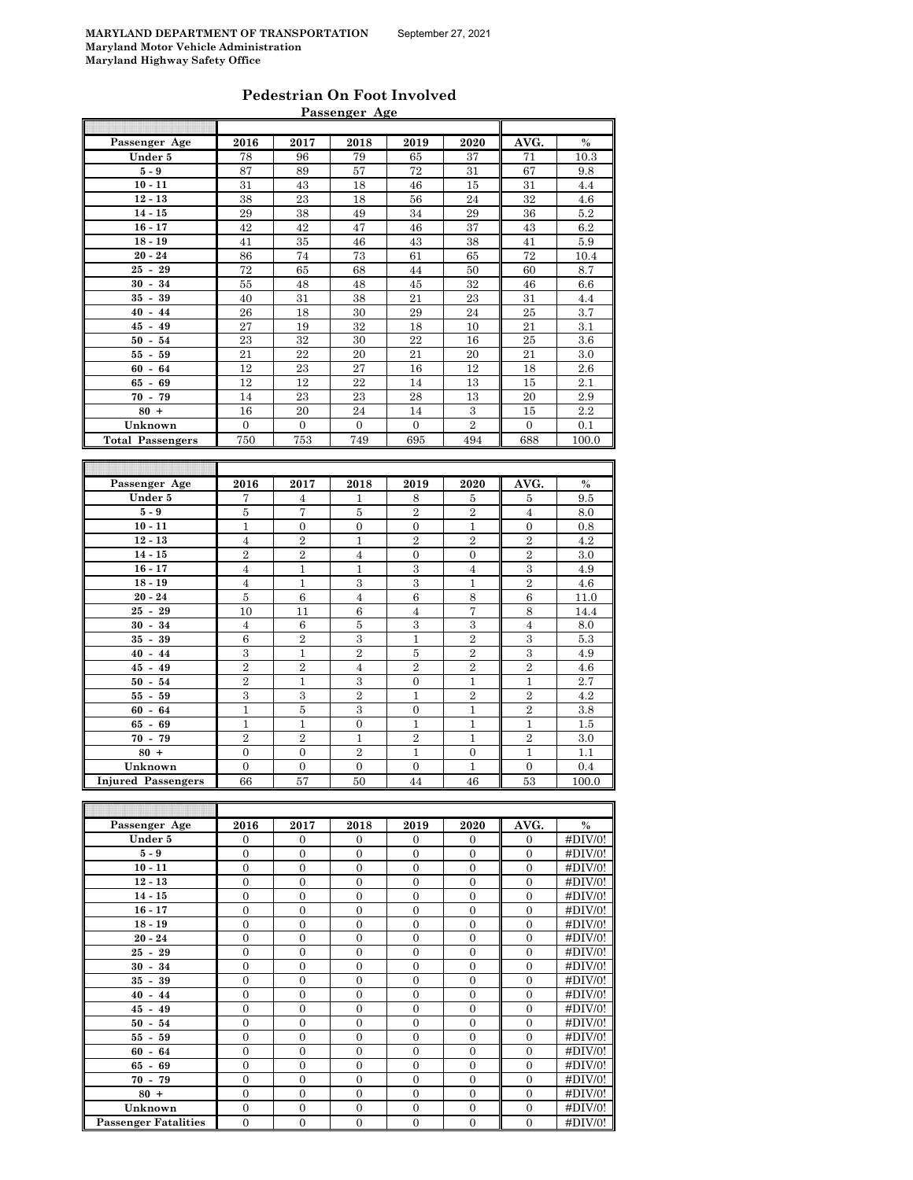MARYLAND DEPARTMENT OF TRANSPORTATION September 27, 2021
Maryland Motor Vehicle Administration
Maryland Highway Safety Office

## Pedestrian On Foot Involved

### Passenger Age

| Passenger Age | 2016 | 2017 | 2018 | 2019 | 2020 | AVG. | % |
|---|---|---|---|---|---|---|---|
| Under 5 | 78 | 96 | 79 | 65 | 37 | 71 | 10.3 |
| 5 - 9 | 87 | 89 | 57 | 72 | 31 | 67 | 9.8 |
| 10 - 11 | 31 | 43 | 18 | 46 | 15 | 31 | 4.4 |
| 12 - 13 | 38 | 23 | 18 | 56 | 24 | 32 | 4.6 |
| 14 - 15 | 29 | 38 | 49 | 34 | 29 | 36 | 5.2 |
| 16 - 17 | 42 | 42 | 47 | 46 | 37 | 43 | 6.2 |
| 18 - 19 | 41 | 35 | 46 | 43 | 38 | 41 | 5.9 |
| 20 - 24 | 86 | 74 | 73 | 61 | 65 | 72 | 10.4 |
| 25 - 29 | 72 | 65 | 68 | 44 | 50 | 60 | 8.7 |
| 30 - 34 | 55 | 48 | 48 | 45 | 32 | 46 | 6.6 |
| 35 - 39 | 40 | 31 | 38 | 21 | 23 | 31 | 4.4 |
| 40 - 44 | 26 | 18 | 30 | 29 | 24 | 25 | 3.7 |
| 45 - 49 | 27 | 19 | 32 | 18 | 10 | 21 | 3.1 |
| 50 - 54 | 23 | 32 | 30 | 22 | 16 | 25 | 3.6 |
| 55 - 59 | 21 | 22 | 20 | 21 | 20 | 21 | 3.0 |
| 60 - 64 | 12 | 23 | 27 | 16 | 12 | 18 | 2.6 |
| 65 - 69 | 12 | 12 | 22 | 14 | 13 | 15 | 2.1 |
| 70 - 79 | 14 | 23 | 23 | 28 | 13 | 20 | 2.9 |
| 80 + | 16 | 20 | 24 | 14 | 3 | 15 | 2.2 |
| Unknown | 0 | 0 | 0 | 0 | 2 | 0 | 0.1 |
| Total Passengers | 750 | 753 | 749 | 695 | 494 | 688 | 100.0 |

| Passenger Age | 2016 | 2017 | 2018 | 2019 | 2020 | AVG. | % |
|---|---|---|---|---|---|---|---|
| Under 5 | 7 | 4 | 1 | 8 | 5 | 5 | 9.5 |
| 5 - 9 | 5 | 7 | 5 | 2 | 2 | 4 | 8.0 |
| 10 - 11 | 1 | 0 | 0 | 0 | 1 | 0 | 0.8 |
| 12 - 13 | 4 | 2 | 1 | 2 | 2 | 2 | 4.2 |
| 14 - 15 | 2 | 2 | 4 | 0 | 0 | 2 | 3.0 |
| 16 - 17 | 4 | 1 | 1 | 3 | 4 | 3 | 4.9 |
| 18 - 19 | 4 | 1 | 3 | 3 | 1 | 2 | 4.6 |
| 20 - 24 | 5 | 6 | 4 | 6 | 8 | 6 | 11.0 |
| 25 - 29 | 10 | 11 | 6 | 4 | 7 | 8 | 14.4 |
| 30 - 34 | 4 | 6 | 5 | 3 | 3 | 4 | 8.0 |
| 35 - 39 | 6 | 2 | 3 | 1 | 2 | 3 | 5.3 |
| 40 - 44 | 3 | 1 | 2 | 5 | 2 | 3 | 4.9 |
| 45 - 49 | 2 | 2 | 4 | 2 | 2 | 2 | 4.6 |
| 50 - 54 | 2 | 1 | 3 | 0 | 1 | 1 | 2.7 |
| 55 - 59 | 3 | 3 | 2 | 1 | 2 | 2 | 4.2 |
| 60 - 64 | 1 | 5 | 3 | 0 | 1 | 2 | 3.8 |
| 65 - 69 | 1 | 1 | 0 | 1 | 1 | 1 | 1.5 |
| 70 - 79 | 2 | 2 | 1 | 2 | 1 | 2 | 3.0 |
| 80 + | 0 | 0 | 2 | 1 | 0 | 1 | 1.1 |
| Unknown | 0 | 0 | 0 | 0 | 1 | 0 | 0.4 |
| Injured Passengers | 66 | 57 | 50 | 44 | 46 | 53 | 100.0 |

| Passenger Age | 2016 | 2017 | 2018 | 2019 | 2020 | AVG. | % |
|---|---|---|---|---|---|---|---|
| Under 5 | 0 | 0 | 0 | 0 | 0 | 0 | #DIV/0! |
| 5 - 9 | 0 | 0 | 0 | 0 | 0 | 0 | #DIV/0! |
| 10 - 11 | 0 | 0 | 0 | 0 | 0 | 0 | #DIV/0! |
| 12 - 13 | 0 | 0 | 0 | 0 | 0 | 0 | #DIV/0! |
| 14 - 15 | 0 | 0 | 0 | 0 | 0 | 0 | #DIV/0! |
| 16 - 17 | 0 | 0 | 0 | 0 | 0 | 0 | #DIV/0! |
| 18 - 19 | 0 | 0 | 0 | 0 | 0 | 0 | #DIV/0! |
| 20 - 24 | 0 | 0 | 0 | 0 | 0 | 0 | #DIV/0! |
| 25 - 29 | 0 | 0 | 0 | 0 | 0 | 0 | #DIV/0! |
| 30 - 34 | 0 | 0 | 0 | 0 | 0 | 0 | #DIV/0! |
| 35 - 39 | 0 | 0 | 0 | 0 | 0 | 0 | #DIV/0! |
| 40 - 44 | 0 | 0 | 0 | 0 | 0 | 0 | #DIV/0! |
| 45 - 49 | 0 | 0 | 0 | 0 | 0 | 0 | #DIV/0! |
| 50 - 54 | 0 | 0 | 0 | 0 | 0 | 0 | #DIV/0! |
| 55 - 59 | 0 | 0 | 0 | 0 | 0 | 0 | #DIV/0! |
| 60 - 64 | 0 | 0 | 0 | 0 | 0 | 0 | #DIV/0! |
| 65 - 69 | 0 | 0 | 0 | 0 | 0 | 0 | #DIV/0! |
| 70 - 79 | 0 | 0 | 0 | 0 | 0 | 0 | #DIV/0! |
| 80 + | 0 | 0 | 0 | 0 | 0 | 0 | #DIV/0! |
| Unknown | 0 | 0 | 0 | 0 | 0 | 0 | #DIV/0! |
| Passenger Fatalities | 0 | 0 | 0 | 0 | 0 | 0 | #DIV/0! |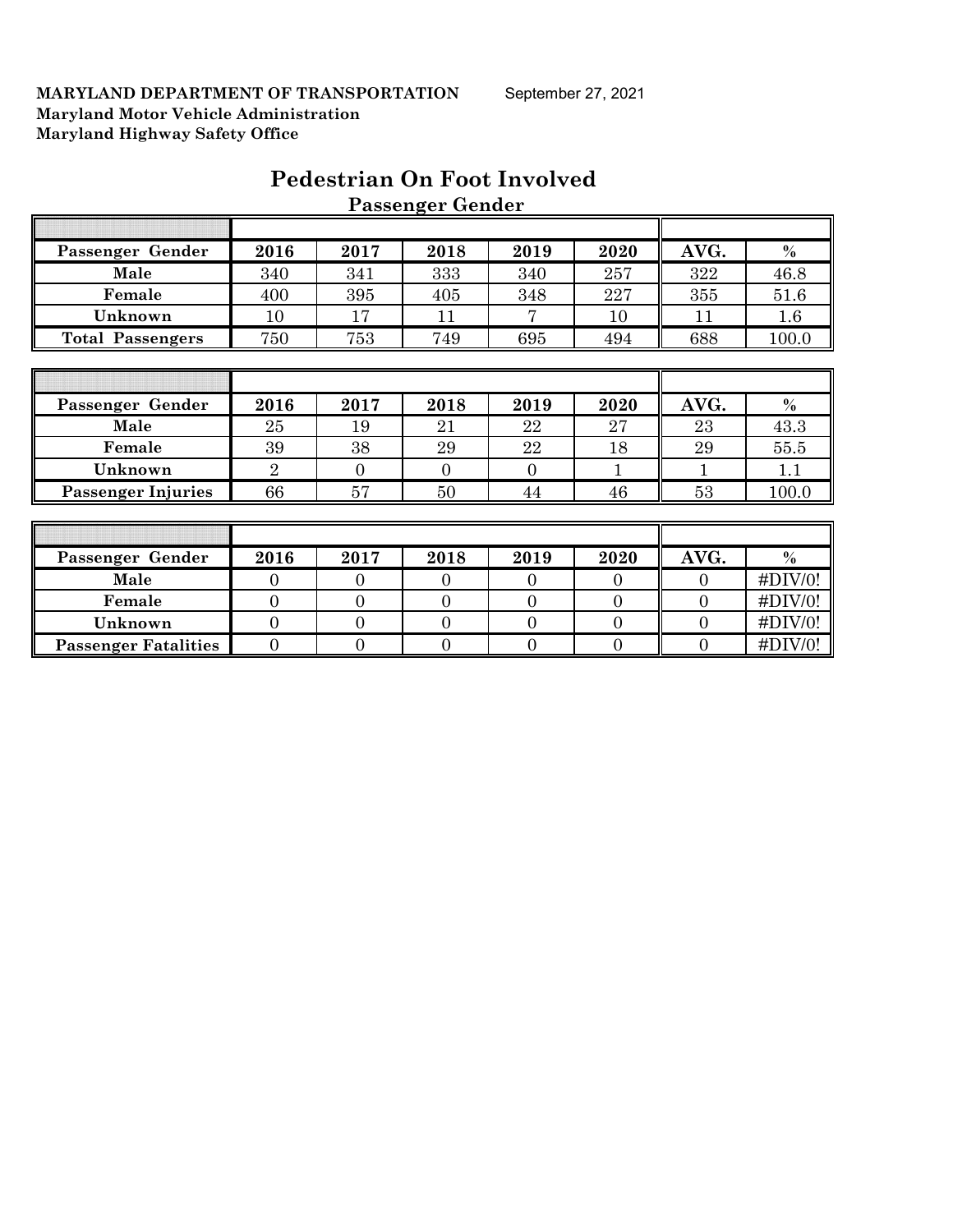**MARYLAND DEPARTMENT OF TRANSPORTATION** September 27, 2021
**Maryland Motor Vehicle Administration**
**Maryland Highway Safety Office**

# Pedestrian On Foot Involved

## Passenger Gender

| Passenger Gender | 2016 | 2017 | 2018 | 2019 | 2020 | AVG. | % |
|---|---|---|---|---|---|---|---|
| Male | 340 | 341 | 333 | 340 | 257 | 322 | 46.8 |
| Female | 400 | 395 | 405 | 348 | 227 | 355 | 51.6 |
| Unknown | 10 | 17 | 11 | 7 | 10 | 11 | 1.6 |
| Total Passengers | 750 | 753 | 749 | 695 | 494 | 688 | 100.0 |

| Passenger Gender | 2016 | 2017 | 2018 | 2019 | 2020 | AVG. | % |
|---|---|---|---|---|---|---|---|
| Male | 25 | 19 | 21 | 22 | 27 | 23 | 43.3 |
| Female | 39 | 38 | 29 | 22 | 18 | 29 | 55.5 |
| Unknown | 2 | 0 | 0 | 0 | 1 | 1 | 1.1 |
| Passenger Injuries | 66 | 57 | 50 | 44 | 46 | 53 | 100.0 |

| Passenger Gender | 2016 | 2017 | 2018 | 2019 | 2020 | AVG. | % |
|---|---|---|---|---|---|---|---|
| Male | 0 | 0 | 0 | 0 | 0 | 0 | #DIV/0! |
| Female | 0 | 0 | 0 | 0 | 0 | 0 | #DIV/0! |
| Unknown | 0 | 0 | 0 | 0 | 0 | 0 | #DIV/0! |
| Passenger Fatalities | 0 | 0 | 0 | 0 | 0 | 0 | #DIV/0! |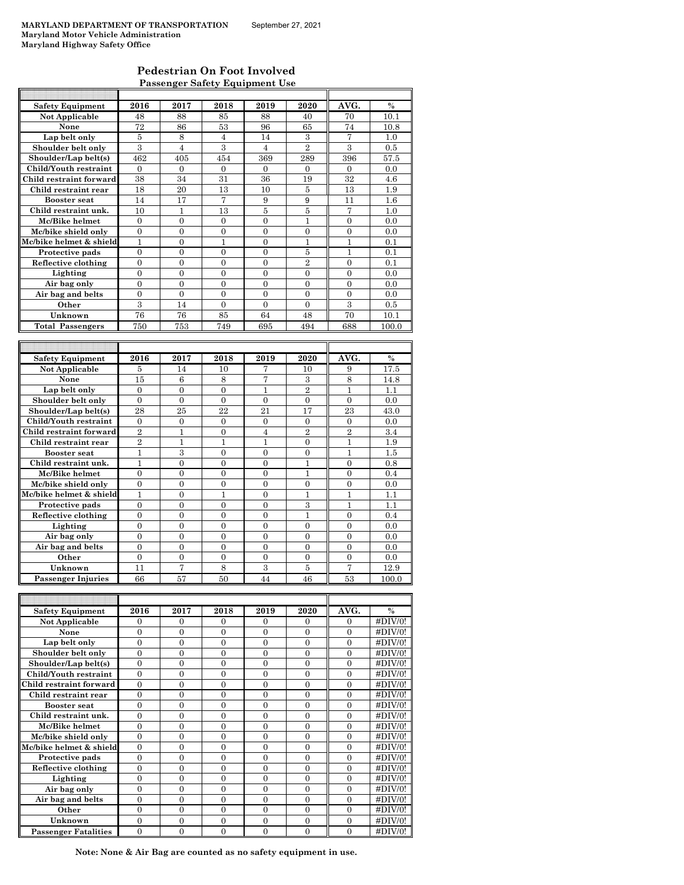**MARYLAND DEPARTMENT OF TRANSPORTATION** September 27, 2021
**Maryland Motor Vehicle Administration**
**Maryland Highway Safety Office**

## Pedestrian On Foot Involved

### Passenger Safety Equipment Use

| Safety Equipment | 2016 | 2017 | 2018 | 2019 | 2020 | AVG. | % |
|---|---|---|---|---|---|---|---|
| Not Applicable | 48 | 88 | 85 | 88 | 40 | 70 | 10.1 |
| None | 72 | 86 | 53 | 96 | 65 | 74 | 10.8 |
| Lap belt only | 5 | 8 | 4 | 14 | 3 | 7 | 1.0 |
| Shoulder belt only | 3 | 4 | 3 | 4 | 2 | 3 | 0.5 |
| Shoulder/Lap belt(s) | 462 | 405 | 454 | 369 | 289 | 396 | 57.5 |
| Child/Youth restraint | 0 | 0 | 0 | 0 | 0 | 0 | 0.0 |
| Child restraint forward | 38 | 34 | 31 | 36 | 19 | 32 | 4.6 |
| Child restraint rear | 18 | 20 | 13 | 10 | 5 | 13 | 1.9 |
| Booster seat | 14 | 17 | 7 | 9 | 9 | 11 | 1.6 |
| Child restraint unk. | 10 | 1 | 13 | 5 | 5 | 7 | 1.0 |
| Mc/Bike helmet | 0 | 0 | 0 | 0 | 1 | 0 | 0.0 |
| Mc/bike shield only | 0 | 0 | 0 | 0 | 0 | 0 | 0.0 |
| Mc/bike helmet & shield | 1 | 0 | 1 | 0 | 1 | 1 | 0.1 |
| Protective pads | 0 | 0 | 0 | 0 | 5 | 1 | 0.1 |
| Reflective clothing | 0 | 0 | 0 | 0 | 2 | 0 | 0.1 |
| Lighting | 0 | 0 | 0 | 0 | 0 | 0 | 0.0 |
| Air bag only | 0 | 0 | 0 | 0 | 0 | 0 | 0.0 |
| Air bag and belts | 0 | 0 | 0 | 0 | 0 | 0 | 0.0 |
| Other | 3 | 14 | 0 | 0 | 0 | 3 | 0.5 |
| Unknown | 76 | 76 | 85 | 64 | 48 | 70 | 10.1 |
| Total Passengers | 750 | 753 | 749 | 695 | 494 | 688 | 100.0 |

| Safety Equipment | 2016 | 2017 | 2018 | 2019 | 2020 | AVG. | % |
|---|---|---|---|---|---|---|---|
| Not Applicable | 5 | 14 | 10 | 7 | 10 | 9 | 17.5 |
| None | 15 | 6 | 8 | 7 | 3 | 8 | 14.8 |
| Lap belt only | 0 | 0 | 0 | 1 | 2 | 1 | 1.1 |
| Shoulder belt only | 0 | 0 | 0 | 0 | 0 | 0 | 0.0 |
| Shoulder/Lap belt(s) | 28 | 25 | 22 | 21 | 17 | 23 | 43.0 |
| Child/Youth restraint | 0 | 0 | 0 | 0 | 0 | 0 | 0.0 |
| Child restraint forward | 2 | 1 | 0 | 4 | 2 | 2 | 3.4 |
| Child restraint rear | 2 | 1 | 1 | 1 | 0 | 1 | 1.9 |
| Booster seat | 1 | 3 | 0 | 0 | 0 | 1 | 1.5 |
| Child restraint unk. | 1 | 0 | 0 | 0 | 1 | 0 | 0.8 |
| Mc/Bike helmet | 0 | 0 | 0 | 0 | 1 | 0 | 0.4 |
| Mc/bike shield only | 0 | 0 | 0 | 0 | 0 | 0 | 0.0 |
| Mc/bike helmet & shield | 1 | 0 | 1 | 0 | 1 | 1 | 1.1 |
| Protective pads | 0 | 0 | 0 | 0 | 3 | 1 | 1.1 |
| Reflective clothing | 0 | 0 | 0 | 0 | 1 | 0 | 0.4 |
| Lighting | 0 | 0 | 0 | 0 | 0 | 0 | 0.0 |
| Air bag only | 0 | 0 | 0 | 0 | 0 | 0 | 0.0 |
| Air bag and belts | 0 | 0 | 0 | 0 | 0 | 0 | 0.0 |
| Other | 0 | 0 | 0 | 0 | 0 | 0 | 0.0 |
| Unknown | 11 | 7 | 8 | 3 | 5 | 7 | 12.9 |
| Passenger Injuries | 66 | 57 | 50 | 44 | 46 | 53 | 100.0 |

| Safety Equipment | 2016 | 2017 | 2018 | 2019 | 2020 | AVG. | % |
|---|---|---|---|---|---|---|---|
| Not Applicable | 0 | 0 | 0 | 0 | 0 | 0 | #DIV/0! |
| None | 0 | 0 | 0 | 0 | 0 | 0 | #DIV/0! |
| Lap belt only | 0 | 0 | 0 | 0 | 0 | 0 | #DIV/0! |
| Shoulder belt only | 0 | 0 | 0 | 0 | 0 | 0 | #DIV/0! |
| Shoulder/Lap belt(s) | 0 | 0 | 0 | 0 | 0 | 0 | #DIV/0! |
| Child/Youth restraint | 0 | 0 | 0 | 0 | 0 | 0 | #DIV/0! |
| Child restraint forward | 0 | 0 | 0 | 0 | 0 | 0 | #DIV/0! |
| Child restraint rear | 0 | 0 | 0 | 0 | 0 | 0 | #DIV/0! |
| Booster seat | 0 | 0 | 0 | 0 | 0 | 0 | #DIV/0! |
| Child restraint unk. | 0 | 0 | 0 | 0 | 0 | 0 | #DIV/0! |
| Mc/Bike helmet | 0 | 0 | 0 | 0 | 0 | 0 | #DIV/0! |
| Mc/bike shield only | 0 | 0 | 0 | 0 | 0 | 0 | #DIV/0! |
| Mc/bike helmet & shield | 0 | 0 | 0 | 0 | 0 | 0 | #DIV/0! |
| Protective pads | 0 | 0 | 0 | 0 | 0 | 0 | #DIV/0! |
| Reflective clothing | 0 | 0 | 0 | 0 | 0 | 0 | #DIV/0! |
| Lighting | 0 | 0 | 0 | 0 | 0 | 0 | #DIV/0! |
| Air bag only | 0 | 0 | 0 | 0 | 0 | 0 | #DIV/0! |
| Air bag and belts | 0 | 0 | 0 | 0 | 0 | 0 | #DIV/0! |
| Other | 0 | 0 | 0 | 0 | 0 | 0 | #DIV/0! |
| Unknown | 0 | 0 | 0 | 0 | 0 | 0 | #DIV/0! |
| Passenger Fatalities | 0 | 0 | 0 | 0 | 0 | 0 | #DIV/0! |

**Note: None & Air Bag are counted as no safety equipment in use.**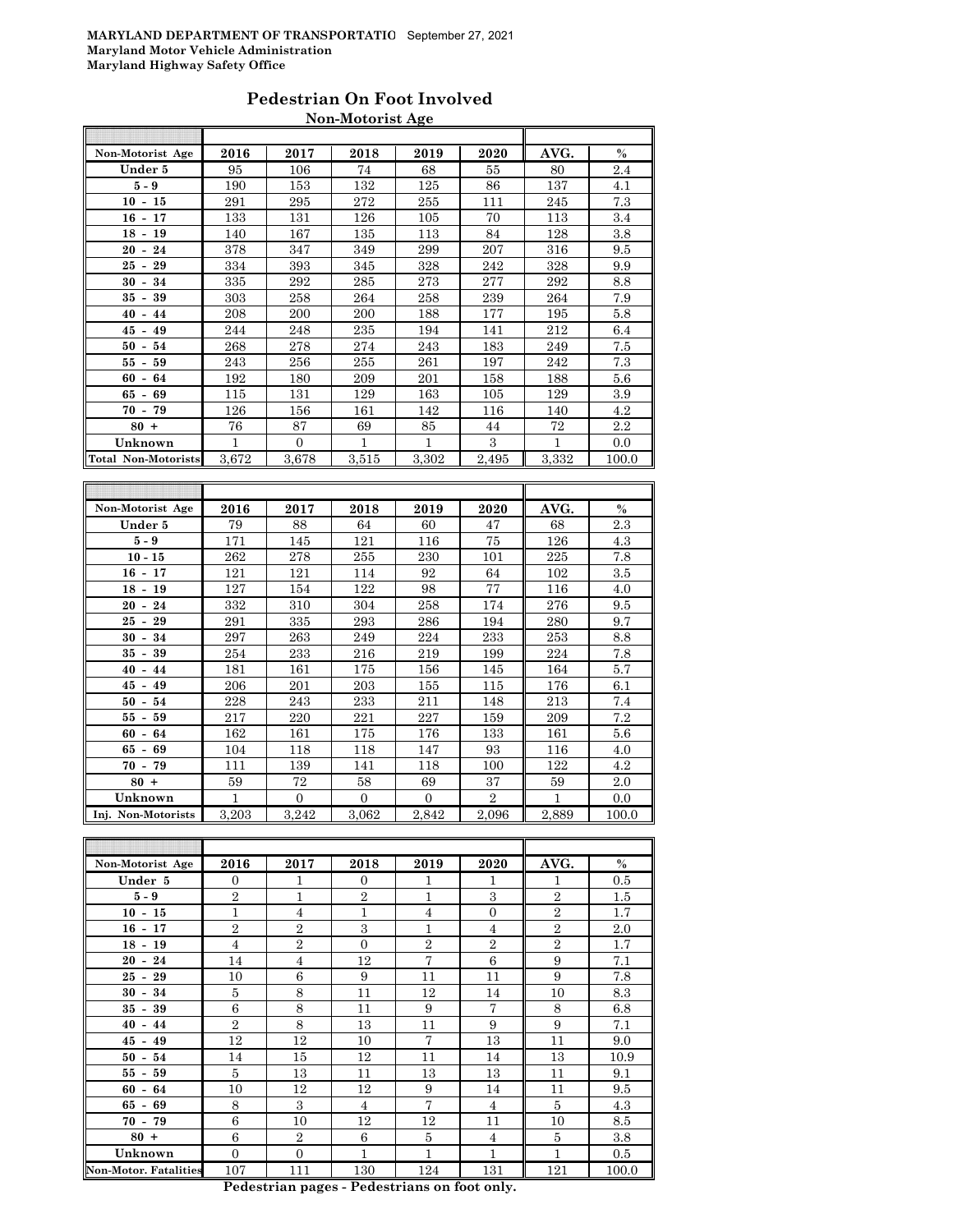MARYLAND DEPARTMENT OF TRANSPORTATIO September 27, 2021
Maryland Motor Vehicle Administration
Maryland Highway Safety Office

# Pedestrian On Foot Involved

## Non-Motorist Age

| Non-Motorist Age | 2016 | 2017 | 2018 | 2019 | 2020 | AVG. | % |
|---|---|---|---|---|---|---|---|
| Under 5 | 95 | 106 | 74 | 68 | 55 | 80 | 2.4 |
| 5 - 9 | 190 | 153 | 132 | 125 | 86 | 137 | 4.1 |
| 10 - 15 | 291 | 295 | 272 | 255 | 111 | 245 | 7.3 |
| 16 - 17 | 133 | 131 | 126 | 105 | 70 | 113 | 3.4 |
| 18 - 19 | 140 | 167 | 135 | 113 | 84 | 128 | 3.8 |
| 20 - 24 | 378 | 347 | 349 | 299 | 207 | 316 | 9.5 |
| 25 - 29 | 334 | 393 | 345 | 328 | 242 | 328 | 9.9 |
| 30 - 34 | 335 | 292 | 285 | 273 | 277 | 292 | 8.8 |
| 35 - 39 | 303 | 258 | 264 | 258 | 239 | 264 | 7.9 |
| 40 - 44 | 208 | 200 | 200 | 188 | 177 | 195 | 5.8 |
| 45 - 49 | 244 | 248 | 235 | 194 | 141 | 212 | 6.4 |
| 50 - 54 | 268 | 278 | 274 | 243 | 183 | 249 | 7.5 |
| 55 - 59 | 243 | 256 | 255 | 261 | 197 | 242 | 7.3 |
| 60 - 64 | 192 | 180 | 209 | 201 | 158 | 188 | 5.6 |
| 65 - 69 | 115 | 131 | 129 | 163 | 105 | 129 | 3.9 |
| 70 - 79 | 126 | 156 | 161 | 142 | 116 | 140 | 4.2 |
| 80 + | 76 | 87 | 69 | 85 | 44 | 72 | 2.2 |
| Unknown | 1 | 0 | 1 | 1 | 3 | 1 | 0.0 |
| Total Non-Motorists | 3,672 | 3,678 | 3,515 | 3,302 | 2,495 | 3,332 | 100.0 |

| Non-Motorist Age | 2016 | 2017 | 2018 | 2019 | 2020 | AVG. | % |
|---|---|---|---|---|---|---|---|
| Under 5 | 79 | 88 | 64 | 60 | 47 | 68 | 2.3 |
| 5 - 9 | 171 | 145 | 121 | 116 | 75 | 126 | 4.3 |
| 10 - 15 | 262 | 278 | 255 | 230 | 101 | 225 | 7.8 |
| 16 - 17 | 121 | 121 | 114 | 92 | 64 | 102 | 3.5 |
| 18 - 19 | 127 | 154 | 122 | 98 | 77 | 116 | 4.0 |
| 20 - 24 | 332 | 310 | 304 | 258 | 174 | 276 | 9.5 |
| 25 - 29 | 291 | 335 | 293 | 286 | 194 | 280 | 9.7 |
| 30 - 34 | 297 | 263 | 249 | 224 | 233 | 253 | 8.8 |
| 35 - 39 | 254 | 233 | 216 | 219 | 199 | 224 | 7.8 |
| 40 - 44 | 181 | 161 | 175 | 156 | 145 | 164 | 5.7 |
| 45 - 49 | 206 | 201 | 203 | 155 | 115 | 176 | 6.1 |
| 50 - 54 | 228 | 243 | 233 | 211 | 148 | 213 | 7.4 |
| 55 - 59 | 217 | 220 | 221 | 227 | 159 | 209 | 7.2 |
| 60 - 64 | 162 | 161 | 175 | 176 | 133 | 161 | 5.6 |
| 65 - 69 | 104 | 118 | 118 | 147 | 93 | 116 | 4.0 |
| 70 - 79 | 111 | 139 | 141 | 118 | 100 | 122 | 4.2 |
| 80 + | 59 | 72 | 58 | 69 | 37 | 59 | 2.0 |
| Unknown | 1 | 0 | 0 | 0 | 2 | 1 | 0.0 |
| Inj. Non-Motorists | 3,203 | 3,242 | 3,062 | 2,842 | 2,096 | 2,889 | 100.0 |

| Non-Motorist Age | 2016 | 2017 | 2018 | 2019 | 2020 | AVG. | % |
|---|---|---|---|---|---|---|---|
| Under 5 | 0 | 1 | 0 | 1 | 1 | 1 | 0.5 |
| 5 - 9 | 2 | 1 | 2 | 1 | 3 | 2 | 1.5 |
| 10 - 15 | 1 | 4 | 1 | 4 | 0 | 2 | 1.7 |
| 16 - 17 | 2 | 2 | 3 | 1 | 4 | 2 | 2.0 |
| 18 - 19 | 4 | 2 | 0 | 2 | 2 | 2 | 1.7 |
| 20 - 24 | 14 | 4 | 12 | 7 | 6 | 9 | 7.1 |
| 25 - 29 | 10 | 6 | 9 | 11 | 11 | 9 | 7.8 |
| 30 - 34 | 5 | 8 | 11 | 12 | 14 | 10 | 8.3 |
| 35 - 39 | 6 | 8 | 11 | 9 | 7 | 8 | 6.8 |
| 40 - 44 | 2 | 8 | 13 | 11 | 9 | 9 | 7.1 |
| 45 - 49 | 12 | 12 | 10 | 7 | 13 | 11 | 9.0 |
| 50 - 54 | 14 | 15 | 12 | 11 | 14 | 13 | 10.9 |
| 55 - 59 | 5 | 13 | 11 | 13 | 13 | 11 | 9.1 |
| 60 - 64 | 10 | 12 | 12 | 9 | 14 | 11 | 9.5 |
| 65 - 69 | 8 | 3 | 4 | 7 | 4 | 5 | 4.3 |
| 70 - 79 | 6 | 10 | 12 | 12 | 11 | 10 | 8.5 |
| 80 + | 6 | 2 | 6 | 5 | 4 | 5 | 3.8 |
| Unknown | 0 | 0 | 1 | 1 | 1 | 1 | 0.5 |
| Non-Motor. Fatalities | 107 | 111 | 130 | 124 | 131 | 121 | 100.0 |

**Pedestrian pages - Pedestrians on foot only.**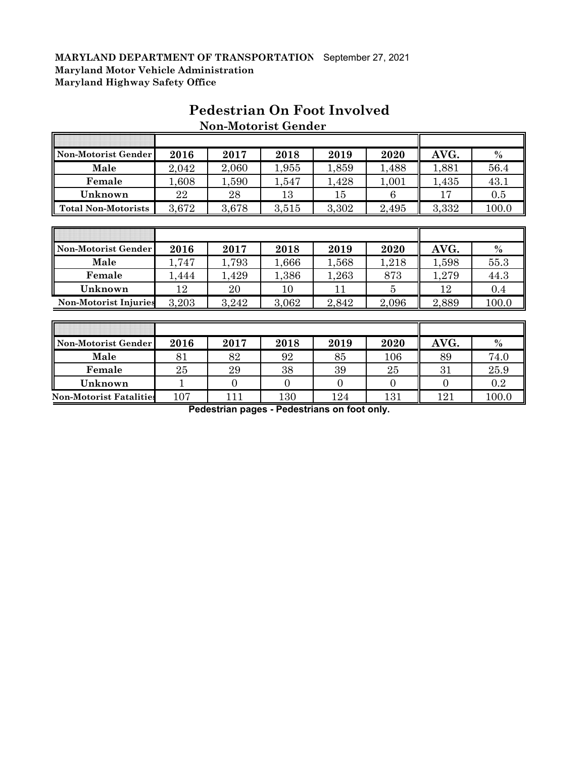**MARYLAND DEPARTMENT OF TRANSPORTATION** September 27, 2021
**Maryland Motor Vehicle Administration**
**Maryland Highway Safety Office**

# Pedestrian On Foot Involved

## Non-Motorist Gender

| Non-Motorist Gender | 2016 | 2017 | 2018 | 2019 | 2020 | AVG. | % |
|---|---|---|---|---|---|---|---|
| Male | 2,042 | 2,060 | 1,955 | 1,859 | 1,488 | 1,881 | 56.4 |
| Female | 1,608 | 1,590 | 1,547 | 1,428 | 1,001 | 1,435 | 43.1 |
| Unknown | 22 | 28 | 13 | 15 | 6 | 17 | 0.5 |
| Total Non-Motorists | 3,672 | 3,678 | 3,515 | 3,302 | 2,495 | 3,332 | 100.0 |

| Non-Motorist Gender | 2016 | 2017 | 2018 | 2019 | 2020 | AVG. | % |
|---|---|---|---|---|---|---|---|
| Male | 1,747 | 1,793 | 1,666 | 1,568 | 1,218 | 1,598 | 55.3 |
| Female | 1,444 | 1,429 | 1,386 | 1,263 | 873 | 1,279 | 44.3 |
| Unknown | 12 | 20 | 10 | 11 | 5 | 12 | 0.4 |
| Non-Motorist Injuries | 3,203 | 3,242 | 3,062 | 2,842 | 2,096 | 2,889 | 100.0 |

| Non-Motorist Gender | 2016 | 2017 | 2018 | 2019 | 2020 | AVG. | % |
|---|---|---|---|---|---|---|---|
| Male | 81 | 82 | 92 | 85 | 106 | 89 | 74.0 |
| Female | 25 | 29 | 38 | 39 | 25 | 31 | 25.9 |
| Unknown | 1 | 0 | 0 | 0 | 0 | 0 | 0.2 |
| Non-Motorist Fatalities | 107 | 111 | 130 | 124 | 131 | 121 | 100.0 |

**Pedestrian pages - Pedestrians on foot only.**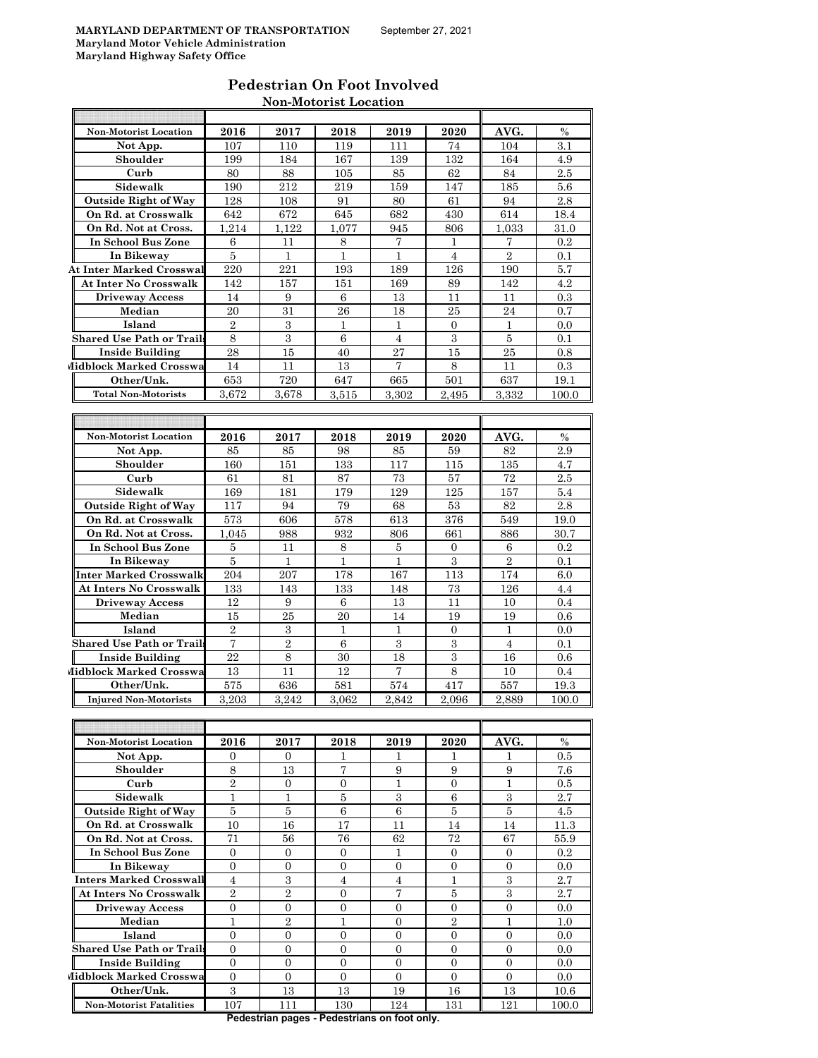**MARYLAND DEPARTMENT OF TRANSPORTATION** September 27, 2021
**Maryland Motor Vehicle Administration**
**Maryland Highway Safety Office**

## Pedestrian On Foot Involved

### Non-Motorist Location

| Non-Motorist Location | 2016 | 2017 | 2018 | 2019 | 2020 | AVG. | % |
|---|---|---|---|---|---|---|---|
| Not App. | 107 | 110 | 119 | 111 | 74 | 104 | 3.1 |
| Shoulder | 199 | 184 | 167 | 139 | 132 | 164 | 4.9 |
| Curb | 80 | 88 | 105 | 85 | 62 | 84 | 2.5 |
| Sidewalk | 190 | 212 | 219 | 159 | 147 | 185 | 5.6 |
| Outside Right of Way | 128 | 108 | 91 | 80 | 61 | 94 | 2.8 |
| On Rd. at Crosswalk | 642 | 672 | 645 | 682 | 430 | 614 | 18.4 |
| On Rd. Not at Cross. | 1,214 | 1,122 | 1,077 | 945 | 806 | 1,033 | 31.0 |
| In School Bus Zone | 6 | 11 | 8 | 7 | 1 | 7 | 0.2 |
| In Bikeway | 5 | 1 | 1 | 1 | 4 | 2 | 0.1 |
| At Inter Marked Crosswal | 220 | 221 | 193 | 189 | 126 | 190 | 5.7 |
| At Inter No Crosswalk | 142 | 157 | 151 | 169 | 89 | 142 | 4.2 |
| Driveway Access | 14 | 9 | 6 | 13 | 11 | 11 | 0.3 |
| Median | 20 | 31 | 26 | 18 | 25 | 24 | 0.7 |
| Island | 2 | 3 | 1 | 1 | 0 | 1 | 0.0 |
| Shared Use Path or Trails | 8 | 3 | 6 | 4 | 3 | 5 | 0.1 |
| Inside Building | 28 | 15 | 40 | 27 | 15 | 25 | 0.8 |
| Midblock Marked Crosswa | 14 | 11 | 13 | 7 | 8 | 11 | 0.3 |
| Other/Unk. | 653 | 720 | 647 | 665 | 501 | 637 | 19.1 |
| Total Non-Motorists | 3,672 | 3,678 | 3,515 | 3,302 | 2,495 | 3,332 | 100.0 |

| Non-Motorist Location | 2016 | 2017 | 2018 | 2019 | 2020 | AVG. | % |
|---|---|---|---|---|---|---|---|
| Not App. | 85 | 85 | 98 | 85 | 59 | 82 | 2.9 |
| Shoulder | 160 | 151 | 133 | 117 | 115 | 135 | 4.7 |
| Curb | 61 | 81 | 87 | 73 | 57 | 72 | 2.5 |
| Sidewalk | 169 | 181 | 179 | 129 | 125 | 157 | 5.4 |
| Outside Right of Way | 117 | 94 | 79 | 68 | 53 | 82 | 2.8 |
| On Rd. at Crosswalk | 573 | 606 | 578 | 613 | 376 | 549 | 19.0 |
| On Rd. Not at Cross. | 1,045 | 988 | 932 | 806 | 661 | 886 | 30.7 |
| In School Bus Zone | 5 | 11 | 8 | 5 | 0 | 6 | 0.2 |
| In Bikeway | 5 | 1 | 1 | 1 | 3 | 2 | 0.1 |
| Inter Marked Crosswalk | 204 | 207 | 178 | 167 | 113 | 174 | 6.0 |
| At Inters No Crosswalk | 133 | 143 | 133 | 148 | 73 | 126 | 4.4 |
| Driveway Access | 12 | 9 | 6 | 13 | 11 | 10 | 0.4 |
| Median | 15 | 25 | 20 | 14 | 19 | 19 | 0.6 |
| Island | 2 | 3 | 1 | 1 | 0 | 1 | 0.0 |
| Shared Use Path or Trails | 7 | 2 | 6 | 3 | 3 | 4 | 0.1 |
| Inside Building | 22 | 8 | 30 | 18 | 3 | 16 | 0.6 |
| Midblock Marked Crosswa | 13 | 11 | 12 | 7 | 8 | 10 | 0.4 |
| Other/Unk. | 575 | 636 | 581 | 574 | 417 | 557 | 19.3 |
| Injured Non-Motorists | 3,203 | 3,242 | 3,062 | 2,842 | 2,096 | 2,889 | 100.0 |

| Non-Motorist Location | 2016 | 2017 | 2018 | 2019 | 2020 | AVG. | % |
|---|---|---|---|---|---|---|---|
| Not App. | 0 | 0 | 1 | 1 | 1 | 1 | 0.5 |
| Shoulder | 8 | 13 | 7 | 9 | 9 | 9 | 7.6 |
| Curb | 2 | 0 | 0 | 1 | 0 | 1 | 0.5 |
| Sidewalk | 1 | 1 | 5 | 3 | 6 | 3 | 2.7 |
| Outside Right of Way | 5 | 5 | 6 | 6 | 5 | 5 | 4.5 |
| On Rd. at Crosswalk | 10 | 16 | 17 | 11 | 14 | 14 | 11.3 |
| On Rd. Not at Cross. | 71 | 56 | 76 | 62 | 72 | 67 | 55.9 |
| In School Bus Zone | 0 | 0 | 0 | 1 | 0 | 0 | 0.2 |
| In Bikeway | 0 | 0 | 0 | 0 | 0 | 0 | 0.0 |
| Inters Marked Crosswalk | 4 | 3 | 4 | 4 | 1 | 3 | 2.7 |
| At Inters No Crosswalk | 2 | 2 | 0 | 7 | 5 | 3 | 2.7 |
| Driveway Access | 0 | 0 | 0 | 0 | 0 | 0 | 0.0 |
| Median | 1 | 2 | 1 | 0 | 2 | 1 | 1.0 |
| Island | 0 | 0 | 0 | 0 | 0 | 0 | 0.0 |
| Shared Use Path or Trails | 0 | 0 | 0 | 0 | 0 | 0 | 0.0 |
| Inside Building | 0 | 0 | 0 | 0 | 0 | 0 | 0.0 |
| Midblock Marked Crosswa | 0 | 0 | 0 | 0 | 0 | 0 | 0.0 |
| Other/Unk. | 3 | 13 | 13 | 19 | 16 | 13 | 10.6 |
| Non-Motorist Fatalities | 107 | 111 | 130 | 124 | 131 | 121 | 100.0 |

**Pedestrian pages - Pedestrians on foot only.**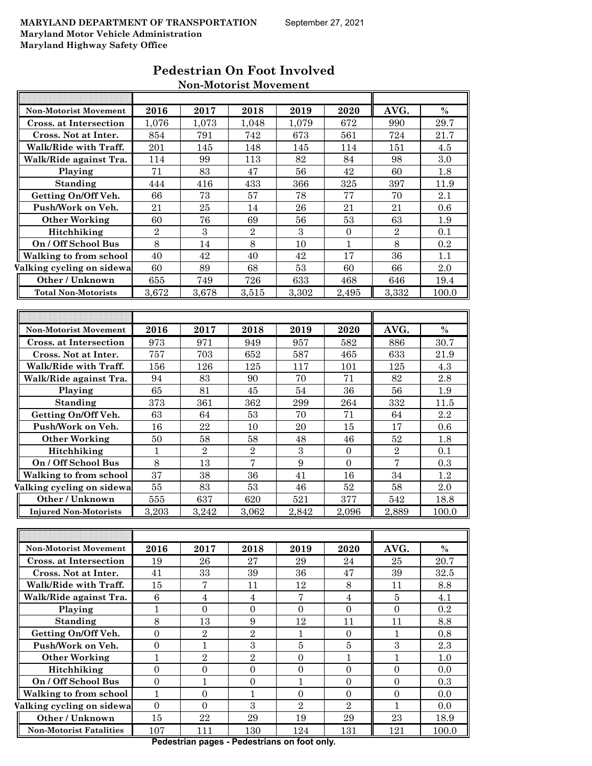**MARYLAND DEPARTMENT OF TRANSPORTATION** September 27, 2021
**Maryland Motor Vehicle Administration**
**Maryland Highway Safety Office**

## Pedestrian On Foot Involved

### Non-Motorist Movement

| Non-Motorist Movement | 2016 | 2017 | 2018 | 2019 | 2020 | AVG. | % |
|---|---|---|---|---|---|---|---|
| Cross. at Intersection | 1,076 | 1,073 | 1,048 | 1,079 | 672 | 990 | 29.7 |
| Cross. Not at Inter. | 854 | 791 | 742 | 673 | 561 | 724 | 21.7 |
| Walk/Ride with Traff. | 201 | 145 | 148 | 145 | 114 | 151 | 4.5 |
| Walk/Ride against Tra. | 114 | 99 | 113 | 82 | 84 | 98 | 3.0 |
| Playing | 71 | 83 | 47 | 56 | 42 | 60 | 1.8 |
| Standing | 444 | 416 | 433 | 366 | 325 | 397 | 11.9 |
| Getting On/Off Veh. | 66 | 73 | 57 | 78 | 77 | 70 | 2.1 |
| Push/Work on Veh. | 21 | 25 | 14 | 26 | 21 | 21 | 0.6 |
| Other Working | 60 | 76 | 69 | 56 | 53 | 63 | 1.9 |
| Hitchhiking | 2 | 3 | 2 | 3 | 0 | 2 | 0.1 |
| On / Off School Bus | 8 | 14 | 8 | 10 | 1 | 8 | 0.2 |
| Walking to from school | 40 | 42 | 40 | 42 | 17 | 36 | 1.1 |
| Walking cycling on sidewa | 60 | 89 | 68 | 53 | 60 | 66 | 2.0 |
| Other / Unknown | 655 | 749 | 726 | 633 | 468 | 646 | 19.4 |
| Total Non-Motorists | 3,672 | 3,678 | 3,515 | 3,302 | 2,495 | 3,332 | 100.0 |

| Non-Motorist Movement | 2016 | 2017 | 2018 | 2019 | 2020 | AVG. | % |
|---|---|---|---|---|---|---|---|
| Cross. at Intersection | 973 | 971 | 949 | 957 | 582 | 886 | 30.7 |
| Cross. Not at Inter. | 757 | 703 | 652 | 587 | 465 | 633 | 21.9 |
| Walk/Ride with Traff. | 156 | 126 | 125 | 117 | 101 | 125 | 4.3 |
| Walk/Ride against Tra. | 94 | 83 | 90 | 70 | 71 | 82 | 2.8 |
| Playing | 65 | 81 | 45 | 54 | 36 | 56 | 1.9 |
| Standing | 373 | 361 | 362 | 299 | 264 | 332 | 11.5 |
| Getting On/Off Veh. | 63 | 64 | 53 | 70 | 71 | 64 | 2.2 |
| Push/Work on Veh. | 16 | 22 | 10 | 20 | 15 | 17 | 0.6 |
| Other Working | 50 | 58 | 58 | 48 | 46 | 52 | 1.8 |
| Hitchhiking | 1 | 2 | 2 | 3 | 0 | 2 | 0.1 |
| On / Off School Bus | 8 | 13 | 7 | 9 | 0 | 7 | 0.3 |
| Walking to from school | 37 | 38 | 36 | 41 | 16 | 34 | 1.2 |
| Walking cycling on sidewa | 55 | 83 | 53 | 46 | 52 | 58 | 2.0 |
| Other / Unknown | 555 | 637 | 620 | 521 | 377 | 542 | 18.8 |
| Injured Non-Motorists | 3,203 | 3,242 | 3,062 | 2,842 | 2,096 | 2,889 | 100.0 |

| Non-Motorist Movement | 2016 | 2017 | 2018 | 2019 | 2020 | AVG. | % |
|---|---|---|---|---|---|---|---|
| Cross. at Intersection | 19 | 26 | 27 | 29 | 24 | 25 | 20.7 |
| Cross. Not at Inter. | 41 | 33 | 39 | 36 | 47 | 39 | 32.5 |
| Walk/Ride with Traff. | 15 | 7 | 11 | 12 | 8 | 11 | 8.8 |
| Walk/Ride against Tra. | 6 | 4 | 4 | 7 | 4 | 5 | 4.1 |
| Playing | 1 | 0 | 0 | 0 | 0 | 0 | 0.2 |
| Standing | 8 | 13 | 9 | 12 | 11 | 11 | 8.8 |
| Getting On/Off Veh. | 0 | 2 | 2 | 1 | 0 | 1 | 0.8 |
| Push/Work on Veh. | 0 | 1 | 3 | 5 | 5 | 3 | 2.3 |
| Other Working | 1 | 2 | 2 | 0 | 1 | 1 | 1.0 |
| Hitchhiking | 0 | 0 | 0 | 0 | 0 | 0 | 0.0 |
| On / Off School Bus | 0 | 1 | 0 | 1 | 0 | 0 | 0.3 |
| Walking to from school | 1 | 0 | 1 | 0 | 0 | 0 | 0.0 |
| Walking cycling on sidewa | 0 | 0 | 3 | 2 | 2 | 1 | 0.0 |
| Other / Unknown | 15 | 22 | 29 | 19 | 29 | 23 | 18.9 |
| Non-Motorist Fatalities | 107 | 111 | 130 | 124 | 131 | 121 | 100.0 |

**Pedestrian pages - Pedestrians on foot only.**